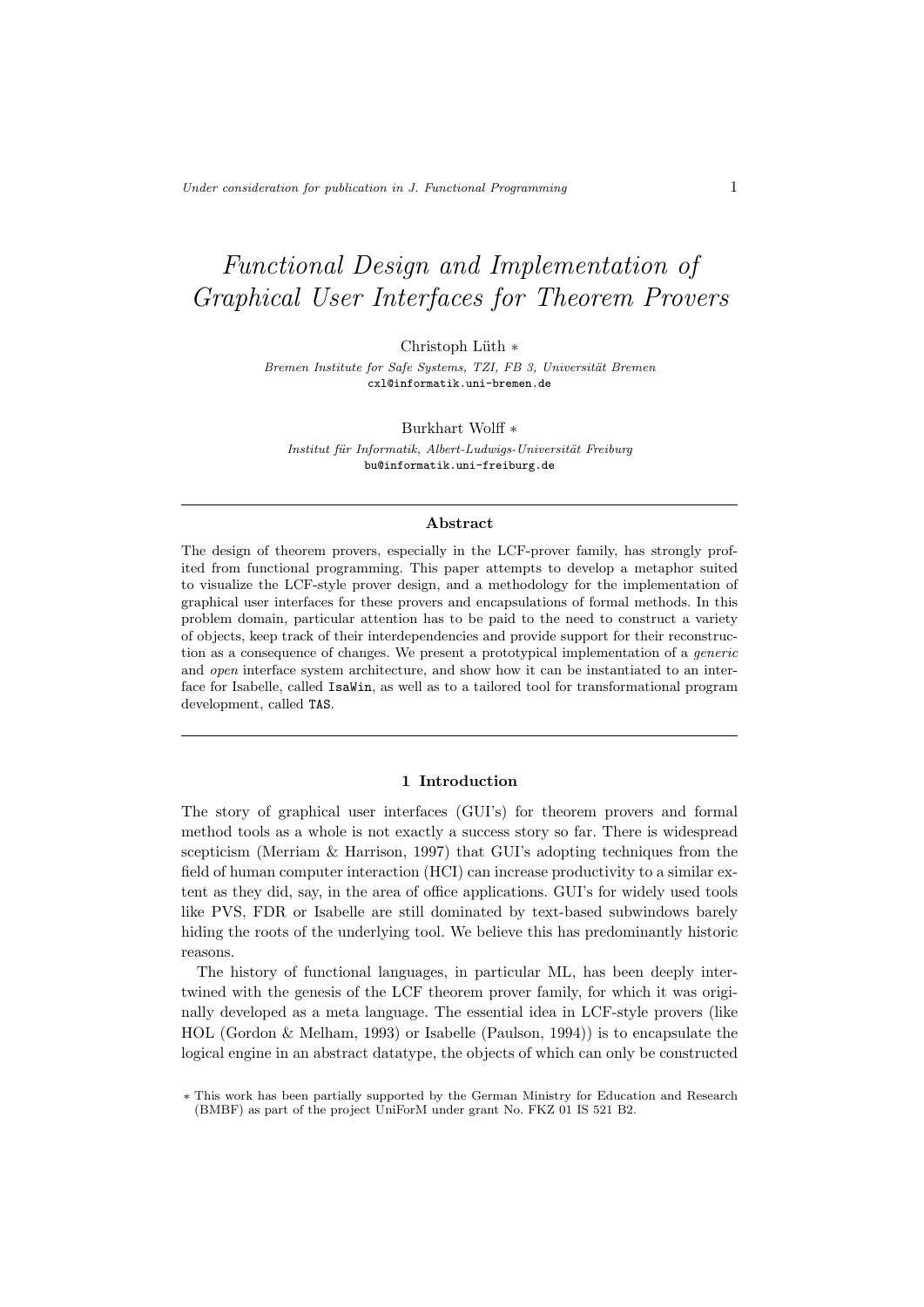# *Functional Design and Implementation of Graphical User Interfaces for Theorem Provers*

Christoph Lüth ∗

*Bremen Institute for Safe Systems, TZI, FB 3, Universität Bremen*
cxl@informatik.uni-bremen.de

Burkhart Wolff ∗

*Institut für Informatik, Albert-Ludwigs-Universität Freiburg*
bu@informatik.uni-freiburg.de

## Abstract

The design of theorem provers, especially in the LCF-prover family, has strongly profited from functional programming. This paper attempts to develop a metaphor suited to visualize the LCF-style prover design, and a methodology for the implementation of graphical user interfaces for these provers and encapsulations of formal methods. In this problem domain, particular attention has to be paid to the need to construct a variety of objects, keep track of their interdependencies and provide support for their reconstruction as a consequence of changes. We present a prototypical implementation of a *generic* and *open* interface system architecture, and show how it can be instantiated to an interface for Isabelle, called `IsaWin`, as well as to a tailored tool for transformational program development, called `TAS`.

## 1 Introduction

The story of graphical user interfaces (GUI's) for theorem provers and formal method tools as a whole is not exactly a success story so far. There is widespread scepticism (Merriam & Harrison, 1997) that GUI's adopting techniques from the field of human computer interaction (HCI) can increase productivity to a similar extent as they did, say, in the area of office applications. GUI's for widely used tools like PVS, FDR or Isabelle are still dominated by text-based subwindows barely hiding the roots of the underlying tool. We believe this has predominantly historic reasons.

The history of functional languages, in particular ML, has been deeply intertwined with the genesis of the LCF theorem prover family, for which it was originally developed as a meta language. The essential idea in LCF-style provers (like HOL (Gordon & Melham, 1993) or Isabelle (Paulson, 1994)) is to encapsulate the logical engine in an abstract datatype, the objects of which can only be constructed

∗ This work has been partially supported by the German Ministry for Education and Research (BMBF) as part of the project UniForM under grant No. FKZ 01 IS 521 B2.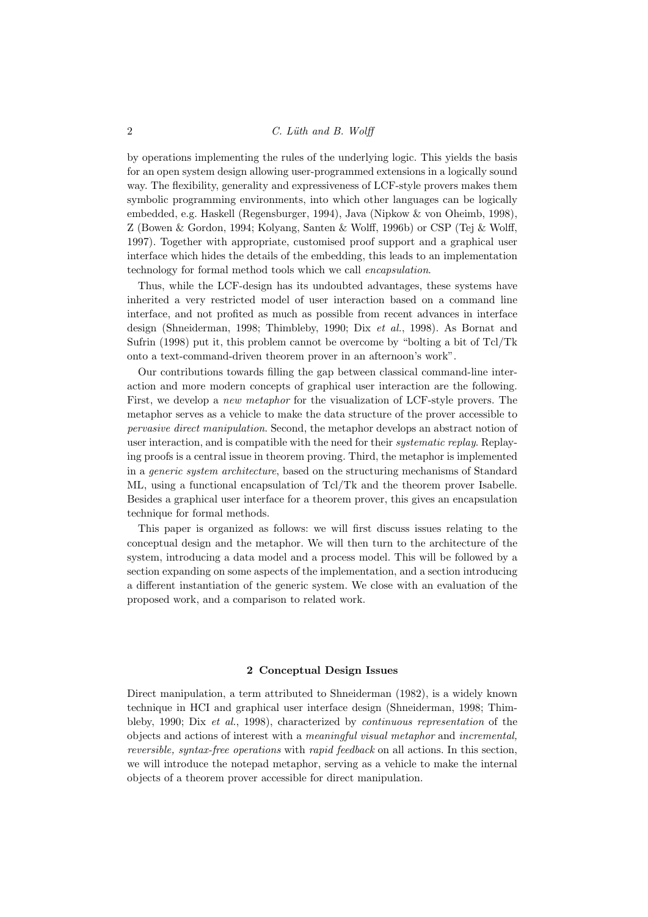by operations implementing the rules of the underlying logic. This yields the basis for an open system design allowing user-programmed extensions in a logically sound way. The flexibility, generality and expressiveness of LCF-style provers makes them symbolic programming environments, into which other languages can be logically embedded, e.g. Haskell (Regensburger, 1994), Java (Nipkow & von Oheimb, 1998), Z (Bowen & Gordon, 1994; Kolyang, Santen & Wolff, 1996b) or CSP (Tej & Wolff, 1997). Together with appropriate, customised proof support and a graphical user interface which hides the details of the embedding, this leads to an implementation technology for formal method tools which we call *encapsulation*.

Thus, while the LCF-design has its undoubted advantages, these systems have inherited a very restricted model of user interaction based on a command line interface, and not profited as much as possible from recent advances in interface design (Shneiderman, 1998; Thimbleby, 1990; Dix *et al.*, 1998). As Bornat and Sufrin (1998) put it, this problem cannot be overcome by "bolting a bit of Tcl/Tk onto a text-command-driven theorem prover in an afternoon's work".

Our contributions towards filling the gap between classical command-line interaction and more modern concepts of graphical user interaction are the following. First, we develop a *new metaphor* for the visualization of LCF-style provers. The metaphor serves as a vehicle to make the data structure of the prover accessible to *pervasive direct manipulation*. Second, the metaphor develops an abstract notion of user interaction, and is compatible with the need for their *systematic replay*. Replaying proofs is a central issue in theorem proving. Third, the metaphor is implemented in a *generic system architecture*, based on the structuring mechanisms of Standard ML, using a functional encapsulation of Tcl/Tk and the theorem prover Isabelle. Besides a graphical user interface for a theorem prover, this gives an encapsulation technique for formal methods.

This paper is organized as follows: we will first discuss issues relating to the conceptual design and the metaphor. We will then turn to the architecture of the system, introducing a data model and a process model. This will be followed by a section expanding on some aspects of the implementation, and a section introducing a different instantiation of the generic system. We close with an evaluation of the proposed work, and a comparison to related work.

## 2 Conceptual Design Issues

Direct manipulation, a term attributed to Shneiderman (1982), is a widely known technique in HCI and graphical user interface design (Shneiderman, 1998; Thimbleby, 1990; Dix *et al.*, 1998), characterized by *continuous representation* of the objects and actions of interest with a *meaningful visual metaphor* and *incremental, reversible, syntax-free operations* with *rapid feedback* on all actions. In this section, we will introduce the notepad metaphor, serving as a vehicle to make the internal objects of a theorem prover accessible for direct manipulation.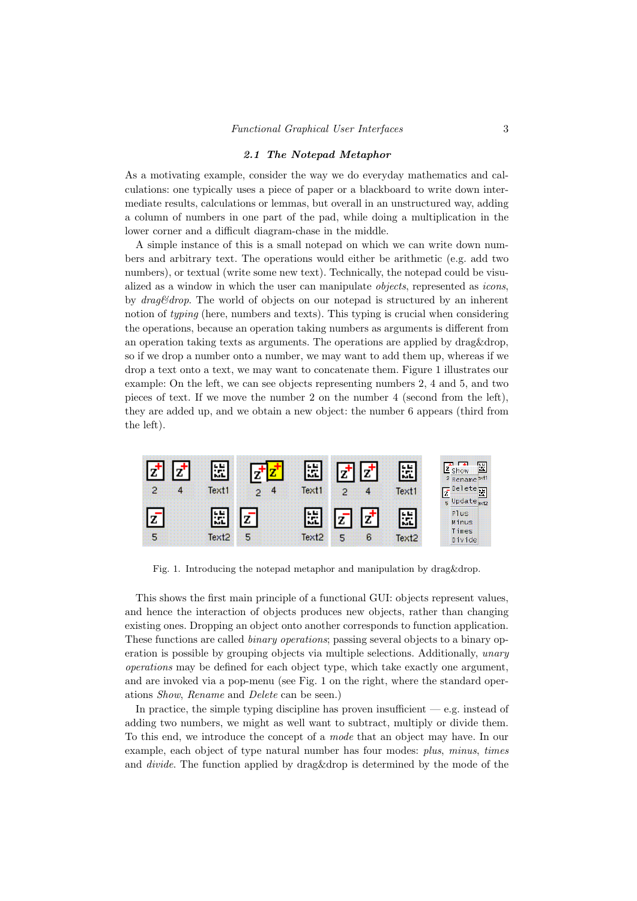### 2.1 The Notepad Metaphor

As a motivating example, consider the way we do everyday mathematics and calculations: one typically uses a piece of paper or a blackboard to write down intermediate results, calculations or lemmas, but overall in an unstructured way, adding a column of numbers in one part of the pad, while doing a multiplication in the lower corner and a difficult diagram-chase in the middle.

A simple instance of this is a small notepad on which we can write down numbers and arbitrary text. The operations would either be arithmetic (e.g. add two numbers), or textual (write some new text). Technically, the notepad could be visualized as a window in which the user can manipulate *objects*, represented as *icons*, by *drag&drop*. The world of objects on our notepad is structured by an inherent notion of *typing* (here, numbers and texts). This typing is crucial when considering the operations, because an operation taking numbers as arguments is different from an operation taking texts as arguments. The operations are applied by drag&drop, so if we drop a number onto a number, we may want to add them up, whereas if we drop a text onto a text, we may want to concatenate them. Figure 1 illustrates our example: On the left, we can see objects representing numbers 2, 4 and 5, and two pieces of text. If we move the number 2 on the number 4 (second from the left), they are added up, and we obtain a new object: the number 6 appears (third from the left).

Fig. 1. Introducing the notepad metaphor and manipulation by drag&drop.

This shows the first main principle of a functional GUI: objects represent values, and hence the interaction of objects produces new objects, rather than changing existing ones. Dropping an object onto another corresponds to function application. These functions are called *binary operations*; passing several objects to a binary operation is possible by grouping objects via multiple selections. Additionally, *unary operations* may be defined for each object type, which take exactly one argument, and are invoked via a pop-menu (see Fig. 1 on the right, where the standard operations *Show*, *Rename* and *Delete* can be seen.)

In practice, the simple typing discipline has proven insufficient — e.g. instead of adding two numbers, we might as well want to subtract, multiply or divide them. To this end, we introduce the concept of a *mode* that an object may have. In our example, each object of type natural number has four modes: *plus*, *minus*, *times* and *divide*. The function applied by drag&drop is determined by the mode of the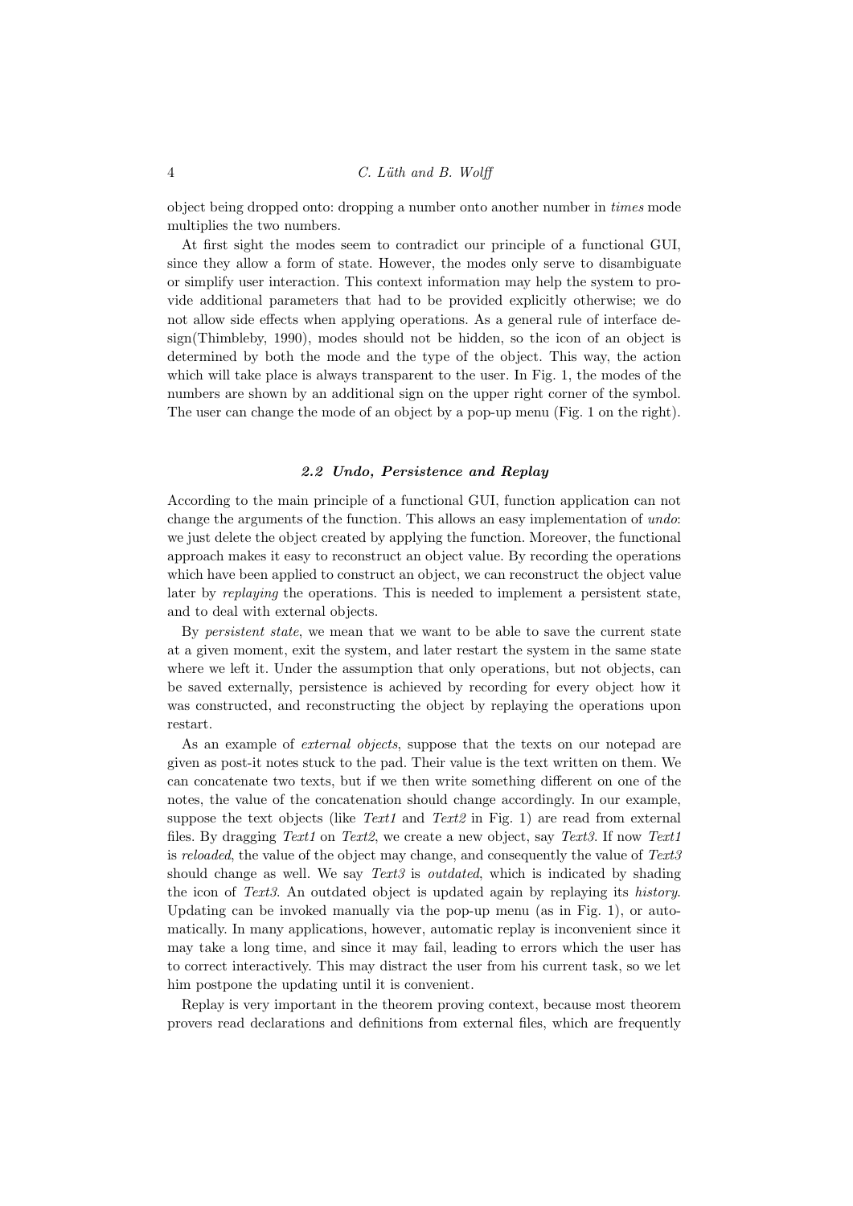object being dropped onto: dropping a number onto another number in *times* mode multiplies the two numbers.

At first sight the modes seem to contradict our principle of a functional GUI, since they allow a form of state. However, the modes only serve to disambiguate or simplify user interaction. This context information may help the system to provide additional parameters that had to be provided explicitly otherwise; we do not allow side effects when applying operations. As a general rule of interface design(Thimbleby, 1990), modes should not be hidden, so the icon of an object is determined by both the mode and the type of the object. This way, the action which will take place is always transparent to the user. In Fig. 1, the modes of the numbers are shown by an additional sign on the upper right corner of the symbol. The user can change the mode of an object by a pop-up menu (Fig. 1 on the right).

### *2.2 Undo, Persistence and Replay*

According to the main principle of a functional GUI, function application can not change the arguments of the function. This allows an easy implementation of *undo*: we just delete the object created by applying the function. Moreover, the functional approach makes it easy to reconstruct an object value. By recording the operations which have been applied to construct an object, we can reconstruct the object value later by *replaying* the operations. This is needed to implement a persistent state, and to deal with external objects.

By *persistent state*, we mean that we want to be able to save the current state at a given moment, exit the system, and later restart the system in the same state where we left it. Under the assumption that only operations, but not objects, can be saved externally, persistence is achieved by recording for every object how it was constructed, and reconstructing the object by replaying the operations upon restart.

As an example of *external objects*, suppose that the texts on our notepad are given as post-it notes stuck to the pad. Their value is the text written on them. We can concatenate two texts, but if we then write something different on one of the notes, the value of the concatenation should change accordingly. In our example, suppose the text objects (like *Text1* and *Text2* in Fig. 1) are read from external files. By dragging *Text1* on *Text2*, we create a new object, say *Text3*. If now *Text1* is *reloaded*, the value of the object may change, and consequently the value of *Text3* should change as well. We say *Text3* is *outdated*, which is indicated by shading the icon of *Text3*. An outdated object is updated again by replaying its *history*. Updating can be invoked manually via the pop-up menu (as in Fig. 1), or automatically. In many applications, however, automatic replay is inconvenient since it may take a long time, and since it may fail, leading to errors which the user has to correct interactively. This may distract the user from his current task, so we let him postpone the updating until it is convenient.

Replay is very important in the theorem proving context, because most theorem provers read declarations and definitions from external files, which are frequently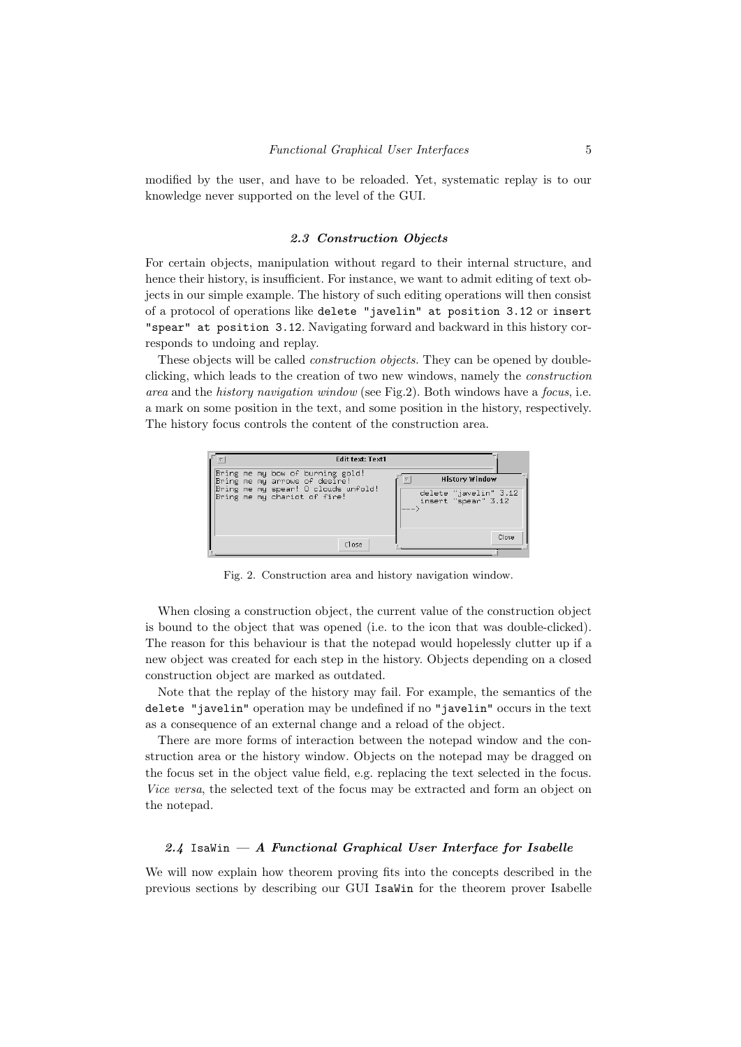modified by the user, and have to be reloaded. Yet, systematic replay is to our knowledge never supported on the level of the GUI.

### 2.3 Construction Objects

For certain objects, manipulation without regard to their internal structure, and hence their history, is insufficient. For instance, we want to admit editing of text objects in our simple example. The history of such editing operations will then consist of a protocol of operations like `delete "javelin" at position 3.12` or `insert "spear" at position 3.12`. Navigating forward and backward in this history corresponds to undoing and replay.

These objects will be called *construction objects*. They can be opened by double-clicking, which leads to the creation of two new windows, namely the *construction area* and the *history navigation window* (see Fig.2). Both windows have a *focus*, i.e. a mark on some position in the text, and some position in the history, respectively. The history focus controls the content of the construction area.

Fig. 2. Construction area and history navigation window.

When closing a construction object, the current value of the construction object is bound to the object that was opened (i.e. to the icon that was double-clicked). The reason for this behaviour is that the notepad would hopelessly clutter up if a new object was created for each step in the history. Objects depending on a closed construction object are marked as outdated.

Note that the replay of the history may fail. For example, the semantics of the `delete "javelin"` operation may be undefined if no `"javelin"` occurs in the text as a consequence of an external change and a reload of the object.

There are more forms of interaction between the notepad window and the construction area or the history window. Objects on the notepad may be dragged on the focus set in the object value field, e.g. replacing the text selected in the focus. *Vice versa*, the selected text of the focus may be extracted and form an object on the notepad.

### 2.4 `IsaWin` — A Functional Graphical User Interface for Isabelle

We will now explain how theorem proving fits into the concepts described in the previous sections by describing our GUI `IsaWin` for the theorem prover Isabelle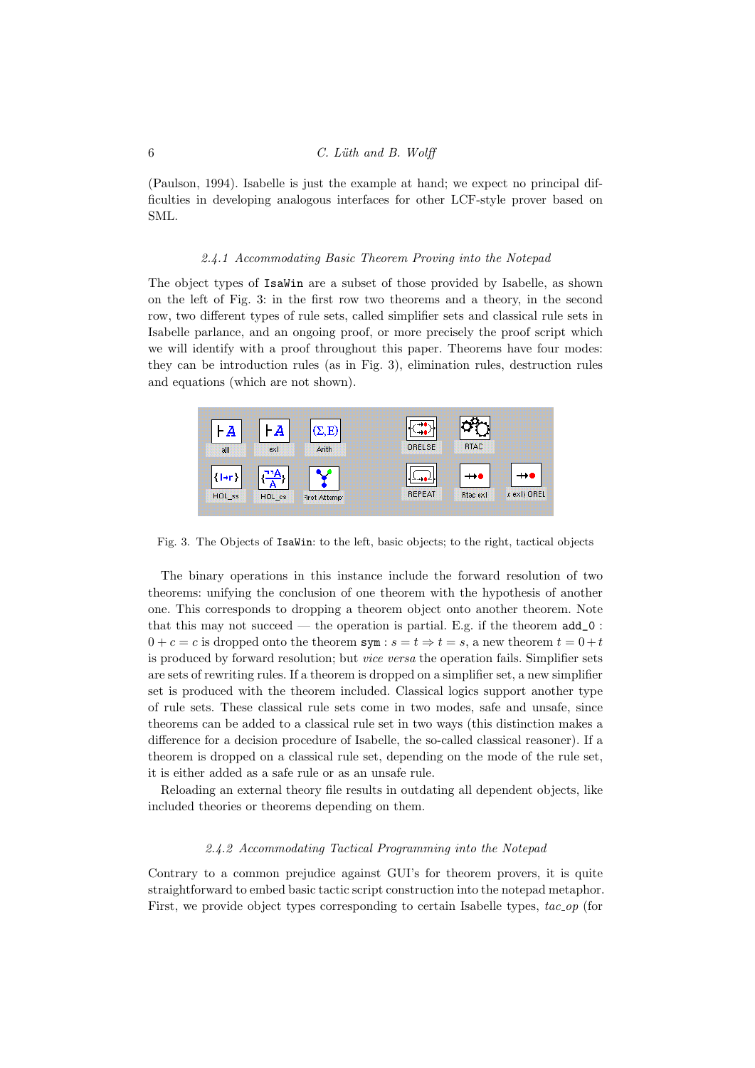(Paulson, 1994). Isabelle is just the example at hand; we expect no principal difficulties in developing analogous interfaces for other LCF-style prover based on SML.

#### *2.4.1 Accommodating Basic Theorem Proving into the Notepad*

The object types of `IsaWin` are a subset of those provided by Isabelle, as shown on the left of Fig. 3: in the first row two theorems and a theory, in the second row, two different types of rule sets, called simplifier sets and classical rule sets in Isabelle parlance, and an ongoing proof, or more precisely the proof script which we will identify with a proof throughout this paper. Theorems have four modes: they can be introduction rules (as in Fig. 3), elimination rules, destruction rules and equations (which are not shown).

Fig. 3. The Objects of `IsaWin`: to the left, basic objects; to the right, tactical objects

The binary operations in this instance include the forward resolution of two theorems: unifying the conclusion of one theorem with the hypothesis of another one. This corresponds to dropping a theorem object onto another theorem. Note that this may not succeed — the operation is partial. E.g. if the theorem `add_0` : $0 + c = c$ is dropped onto the theorem `sym` : $s = t \Rightarrow t = s$, a new theorem $t = 0 + t$ is produced by forward resolution; but *vice versa* the operation fails. Simplifier sets are sets of rewriting rules. If a theorem is dropped on a simplifier set, a new simplifier set is produced with the theorem included. Classical logics support another type of rule sets. These classical rule sets come in two modes, safe and unsafe, since theorems can be added to a classical rule set in two ways (this distinction makes a difference for a decision procedure of Isabelle, the so-called classical reasoner). If a theorem is dropped on a classical rule set, depending on the mode of the rule set, it is either added as a safe rule or as an unsafe rule.

Reloading an external theory file results in outdating all dependent objects, like included theories or theorems depending on them.

#### *2.4.2 Accommodating Tactical Programming into the Notepad*

Contrary to a common prejudice against GUI's for theorem provers, it is quite straightforward to embed basic tactic script construction into the notepad metaphor. First, we provide object types corresponding to certain Isabelle types, *tac_op* (for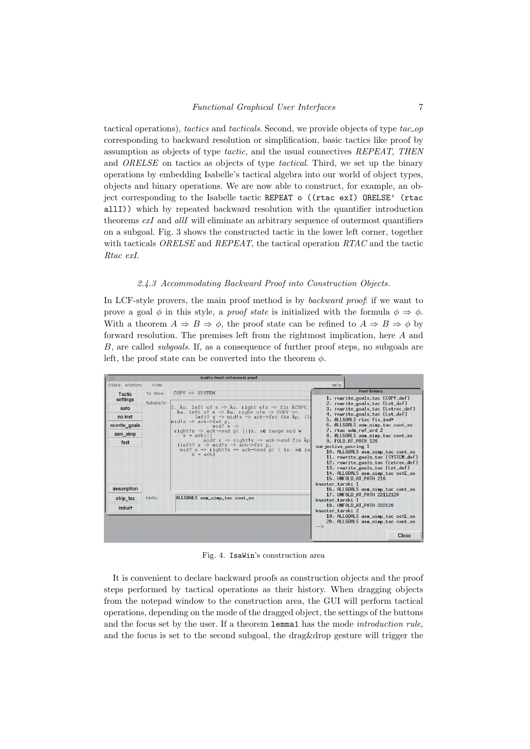tactical operations), *tactics* and *tacticals*. Second, we provide objects of type *tac_op* corresponding to backward resolution or simplification, basic tactics like proof by assumption as objects of type *tactic*, and the usual connectives *REPEAT*, *THEN* and *ORELSE* on tactics as objects of type *tactical*. Third, we set up the binary operations by embedding Isabelle's tactical algebra into our world of object types, objects and binary operations. We are now able to construct, for example, an object corresponding to the Isabelle tactic `REPEAT o ((rtac exI) ORELSE' (rtac allI))` which by repeated backward resolution with the quantifier introduction theorems *exI* and *allI* will eliminate an arbitrary sequence of outermost quantifiers on a subgoal. Fig. 3 shows the constructed tactic in the lower left corner, together with tacticals *ORELSE* and *REPEAT*, the tactical operation *RTAC* and the tactic *Rtac exI*.

#### *2.4.3 Accommodating Backward Proof into Construction Objects.*

In LCF-style provers, the main proof method is by *backward proof*: if we want to prove a goal $\phi$ in this style, a *proof state* is initialized with the formula $\phi \Rightarrow \phi$. With a theorem $A \Rightarrow B \Rightarrow \phi$, the proof state can be refined to $A \Rightarrow B \Rightarrow \phi$ by forward resolution. The premises left from the rightmost implication, here $A$ and $B$, are called *subgoals*. If, as a consequence of further proof steps, no subgoals are left, the proof state can be converted into the theorem $\phi$.

Fig. 4. `IsaWin`'s construction area

It is convenient to declare backward proofs as construction objects and the proof steps performed by tactical operations as their history. When dragging objects from the notepad window to the construction area, the GUI will perform tactical operations, depending on the mode of the dragged object, the settings of the buttons and the focus set by the user. If a theorem `lemma1` has the mode *introduction rule*, and the focus is set to the second subgoal, the drag&drop gesture will trigger the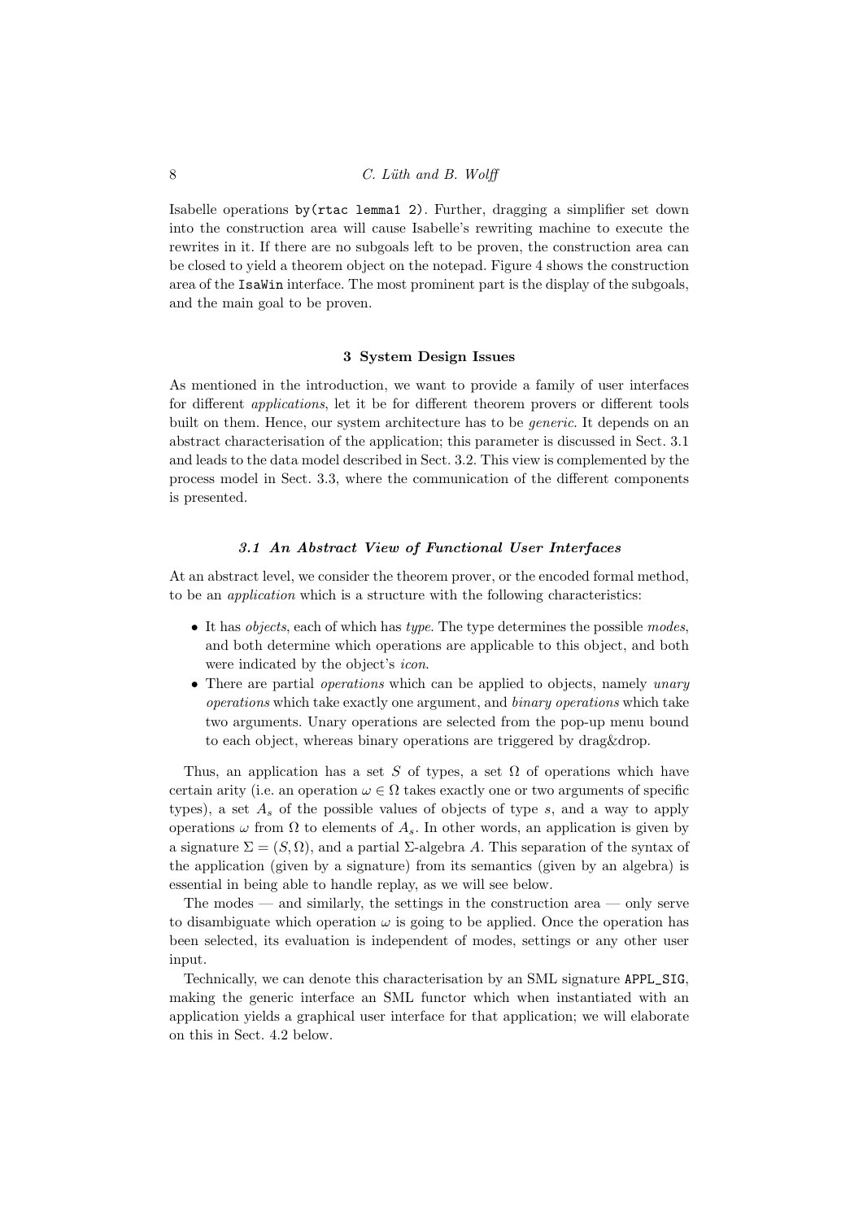Isabelle operations `by(rtac lemma1 2)`. Further, dragging a simplifier set down into the construction area will cause Isabelle's rewriting machine to execute the rewrites in it. If there are no subgoals left to be proven, the construction area can be closed to yield a theorem object on the notepad. Figure 4 shows the construction area of the `IsaWin` interface. The most prominent part is the display of the subgoals, and the main goal to be proven.

## 3 System Design Issues

As mentioned in the introduction, we want to provide a family of user interfaces for different *applications*, let it be for different theorem provers or different tools built on them. Hence, our system architecture has to be *generic*. It depends on an abstract characterisation of the application; this parameter is discussed in Sect. 3.1 and leads to the data model described in Sect. 3.2. This view is complemented by the process model in Sect. 3.3, where the communication of the different components is presented.

### *3.1 An Abstract View of Functional User Interfaces*

At an abstract level, we consider the theorem prover, or the encoded formal method, to be an *application* which is a structure with the following characteristics:

- It has *objects*, each of which has *type*. The type determines the possible *modes*, and both determine which operations are applicable to this object, and both were indicated by the object's *icon*.
- There are partial *operations* which can be applied to objects, namely *unary operations* which take exactly one argument, and *binary operations* which take two arguments. Unary operations are selected from the pop-up menu bound to each object, whereas binary operations are triggered by drag&drop.

Thus, an application has a set $S$ of types, a set $\Omega$ of operations which have certain arity (i.e. an operation $\omega \in \Omega$ takes exactly one or two arguments of specific types), a set $A_s$ of the possible values of objects of type $s$, and a way to apply operations $\omega$ from $\Omega$ to elements of $A_s$. In other words, an application is given by a signature $\Sigma = (S, \Omega)$, and a partial $\Sigma$-algebra $A$. This separation of the syntax of the application (given by a signature) from its semantics (given by an algebra) is essential in being able to handle replay, as we will see below.

The modes — and similarly, the settings in the construction area — only serve to disambiguate which operation $\omega$ is going to be applied. Once the operation has been selected, its evaluation is independent of modes, settings or any other user input.

Technically, we can denote this characterisation by an SML signature `APPL_SIG`, making the generic interface an SML functor which when instantiated with an application yields a graphical user interface for that application; we will elaborate on this in Sect. 4.2 below.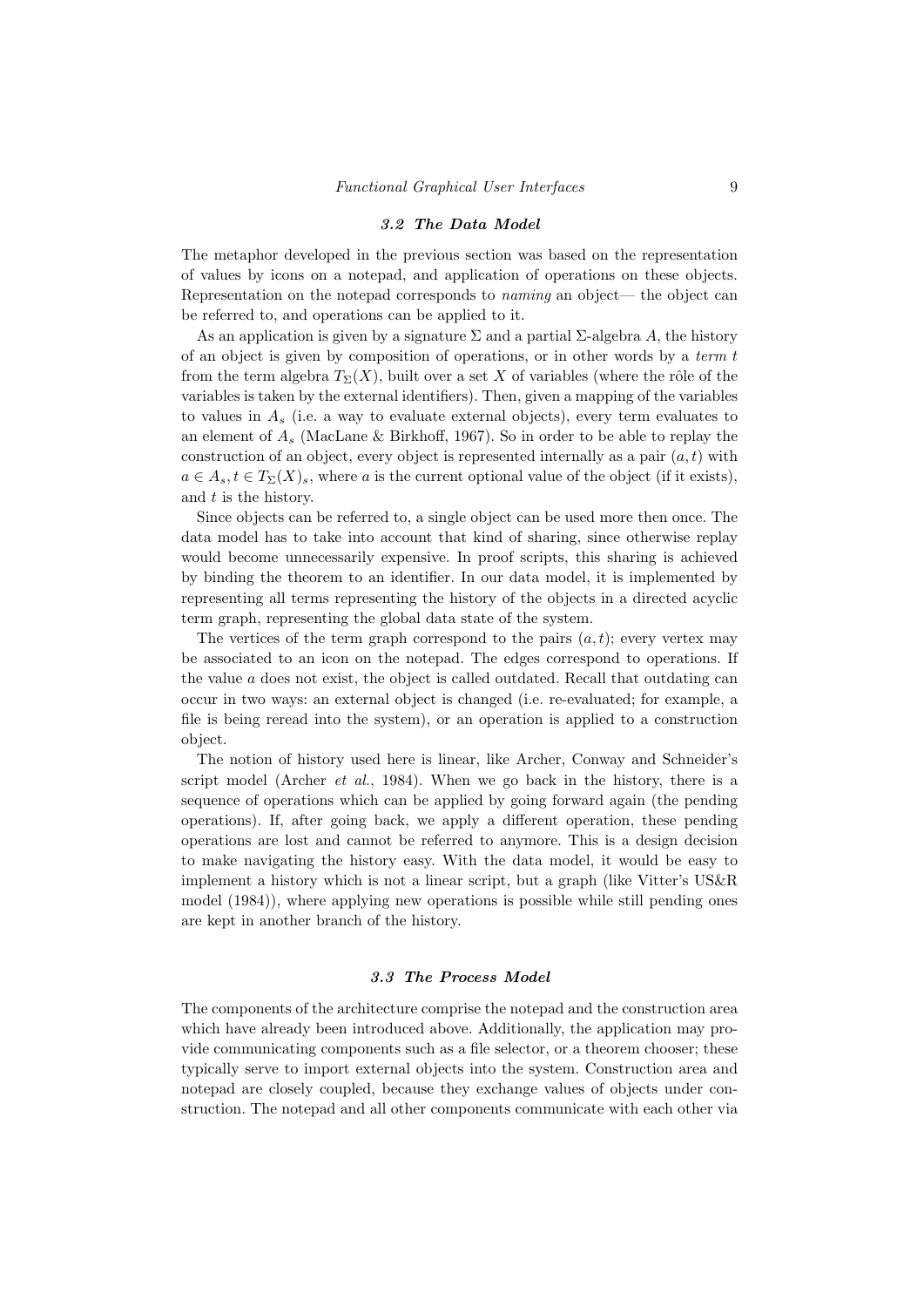### *3.2 The Data Model*

The metaphor developed in the previous section was based on the representation of values by icons on a notepad, and application of operations on these objects. Representation on the notepad corresponds to *naming* an object— the object can be referred to, and operations can be applied to it.

As an application is given by a signature $\Sigma$ and a partial $\Sigma$-algebra $A$, the history of an object is given by composition of operations, or in other words by a *term* $t$ from the term algebra $T_\Sigma(X)$, built over a set $X$ of variables (where the rôle of the variables is taken by the external identifiers). Then, given a mapping of the variables to values in $A_s$ (i.e. a way to evaluate external objects), every term evaluates to an element of $A_s$ (MacLane & Birkhoff, 1967). So in order to be able to replay the construction of an object, every object is represented internally as a pair $(a, t)$ with $a \in A_s, t \in T_\Sigma(X)_s$, where $a$ is the current optional value of the object (if it exists), and $t$ is the history.

Since objects can be referred to, a single object can be used more then once. The data model has to take into account that kind of sharing, since otherwise replay would become unnecessarily expensive. In proof scripts, this sharing is achieved by binding the theorem to an identifier. In our data model, it is implemented by representing all terms representing the history of the objects in a directed acyclic term graph, representing the global data state of the system.

The vertices of the term graph correspond to the pairs $(a, t)$; every vertex may be associated to an icon on the notepad. The edges correspond to operations. If the value $a$ does not exist, the object is called outdated. Recall that outdating can occur in two ways: an external object is changed (i.e. re-evaluated; for example, a file is being reread into the system), or an operation is applied to a construction object.

The notion of history used here is linear, like Archer, Conway and Schneider's script model (Archer *et al.*, 1984). When we go back in the history, there is a sequence of operations which can be applied by going forward again (the pending operations). If, after going back, we apply a different operation, these pending operations are lost and cannot be referred to anymore. This is a design decision to make navigating the history easy. With the data model, it would be easy to implement a history which is not a linear script, but a graph (like Vitter's US&R model (1984)), where applying new operations is possible while still pending ones are kept in another branch of the history.

### *3.3 The Process Model*

The components of the architecture comprise the notepad and the construction area which have already been introduced above. Additionally, the application may provide communicating components such as a file selector, or a theorem chooser; these typically serve to import external objects into the system. Construction area and notepad are closely coupled, because they exchange values of objects under construction. The notepad and all other components communicate with each other via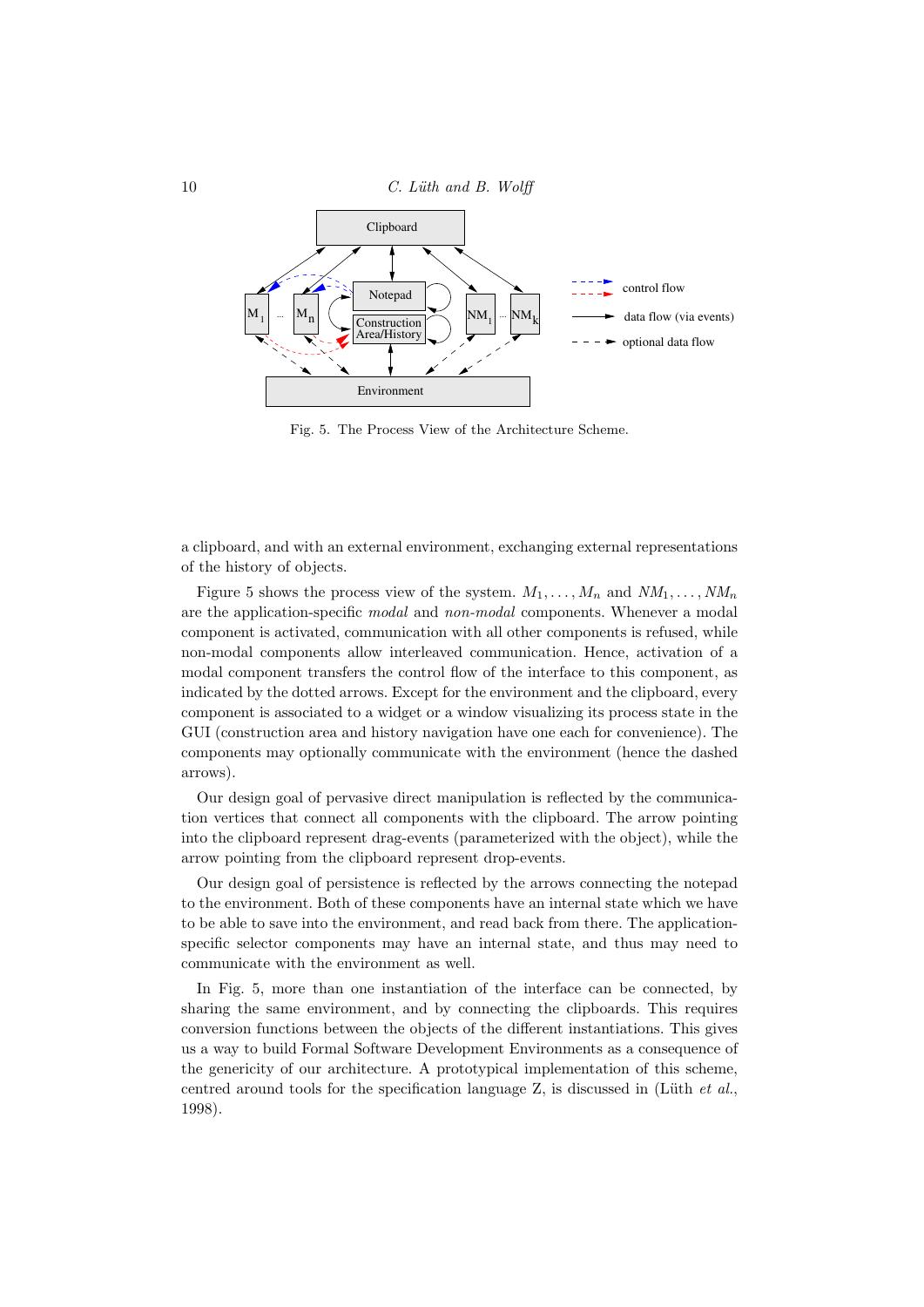Fig. 5. The Process View of the Architecture Scheme.

a clipboard, and with an external environment, exchanging external representations of the history of objects.

Figure 5 shows the process view of the system. $M_1, \ldots, M_n$ and $NM_1, \ldots, NM_n$ are the application-specific *modal* and *non-modal* components. Whenever a modal component is activated, communication with all other components is refused, while non-modal components allow interleaved communication. Hence, activation of a modal component transfers the control flow of the interface to this component, as indicated by the dotted arrows. Except for the environment and the clipboard, every component is associated to a widget or a window visualizing its process state in the GUI (construction area and history navigation have one each for convenience). The components may optionally communicate with the environment (hence the dashed arrows).

Our design goal of pervasive direct manipulation is reflected by the communication vertices that connect all components with the clipboard. The arrow pointing into the clipboard represent drag-events (parameterized with the object), while the arrow pointing from the clipboard represent drop-events.

Our design goal of persistence is reflected by the arrows connecting the notepad to the environment. Both of these components have an internal state which we have to be able to save into the environment, and read back from there. The application-specific selector components may have an internal state, and thus may need to communicate with the environment as well.

In Fig. 5, more than one instantiation of the interface can be connected, by sharing the same environment, and by connecting the clipboards. This requires conversion functions between the objects of the different instantiations. This gives us a way to build Formal Software Development Environments as a consequence of the genericity of our architecture. A prototypical implementation of this scheme, centred around tools for the specification language Z, is discussed in (Lüth *et al.*, 1998).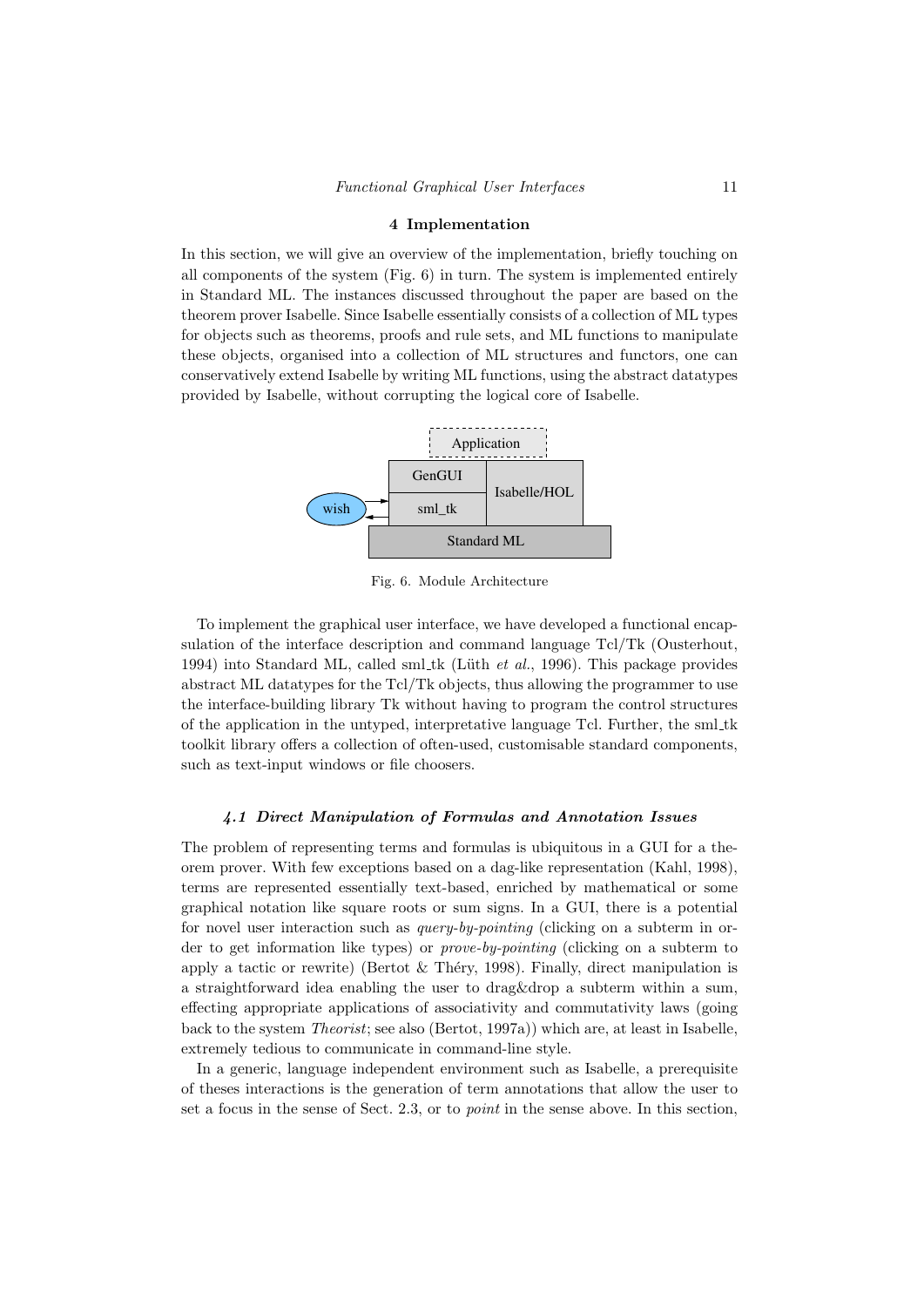## 4 Implementation

In this section, we will give an overview of the implementation, briefly touching on all components of the system (Fig. 6) in turn. The system is implemented entirely in Standard ML. The instances discussed throughout the paper are based on the theorem prover Isabelle. Since Isabelle essentially consists of a collection of ML types for objects such as theorems, proofs and rule sets, and ML functions to manipulate these objects, organised into a collection of ML structures and functors, one can conservatively extend Isabelle by writing ML functions, using the abstract datatypes provided by Isabelle, without corrupting the logical core of Isabelle.

Fig. 6. Module Architecture

To implement the graphical user interface, we have developed a functional encapsulation of the interface description and command language Tcl/Tk (Ousterhout, 1994) into Standard ML, called sml_tk (Lüth *et al.*, 1996). This package provides abstract ML datatypes for the Tcl/Tk objects, thus allowing the programmer to use the interface-building library Tk without having to program the control structures of the application in the untyped, interpretative language Tcl. Further, the sml_tk toolkit library offers a collection of often-used, customisable standard components, such as text-input windows or file choosers.

### *4.1 Direct Manipulation of Formulas and Annotation Issues*

The problem of representing terms and formulas is ubiquitous in a GUI for a theorem prover. With few exceptions based on a dag-like representation (Kahl, 1998), terms are represented essentially text-based, enriched by mathematical or some graphical notation like square roots or sum signs. In a GUI, there is a potential for novel user interaction such as *query-by-pointing* (clicking on a subterm in order to get information like types) or *prove-by-pointing* (clicking on a subterm to apply a tactic or rewrite) (Bertot & Théry, 1998). Finally, direct manipulation is a straightforward idea enabling the user to drag&drop a subterm within a sum, effecting appropriate applications of associativity and commutativity laws (going back to the system *Theorist*; see also (Bertot, 1997a)) which are, at least in Isabelle, extremely tedious to communicate in command-line style.

In a generic, language independent environment such as Isabelle, a prerequisite of theses interactions is the generation of term annotations that allow the user to set a focus in the sense of Sect. 2.3, or to *point* in the sense above. In this section,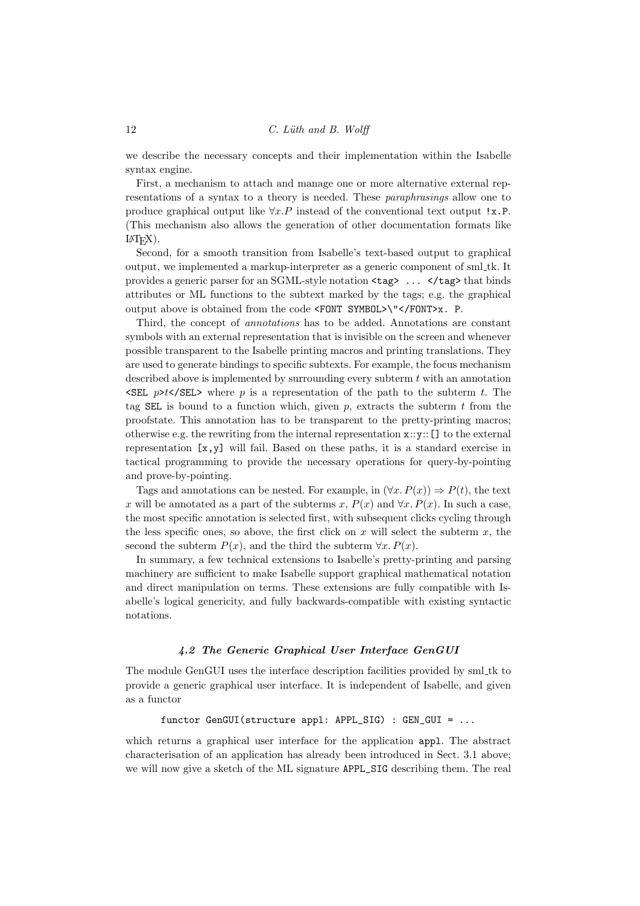we describe the necessary concepts and their implementation within the Isabelle syntax engine.

First, a mechanism to attach and manage one or more alternative external representations of a syntax to a theory is needed. These *paraphrasings* allow one to produce graphical output like $\forall x.P$ instead of the conventional text output `!x.P`. (This mechanism also allows the generation of other documentation formats like LaTeX).

Second, for a smooth transition from Isabelle's text-based output to graphical output, we implemented a markup-interpreter as a generic component of sml_tk. It provides a generic parser for an SGML-style notation `<tag> ... </tag>` that binds attributes or ML functions to the subtext marked by the tags; e.g. the graphical output above is obtained from the code `<FONT SYMBOL>\"</FONT>x. P`.

Third, the concept of *annotations* has to be added. Annotations are constant symbols with an external representation that is invisible on the screen and whenever possible transparent to the Isabelle printing macros and printing translations. They are used to generate bindings to specific subtexts. For example, the focus mechanism described above is implemented by surrounding every subterm $t$ with an annotation `<SEL` $p$`>`$t$`</SEL>` where $p$ is a representation of the path to the subterm $t$. The tag `SEL` is bound to a function which, given $p$, extracts the subterm $t$ from the proofstate. This annotation has to be transparent to the pretty-printing macros; otherwise e.g. the rewriting from the internal representation `x::y::[]` to the external representation `[x,y]` will fail. Based on these paths, it is a standard exercise in tactical programming to provide the necessary operations for query-by-pointing and prove-by-pointing.

Tags and annotations can be nested. For example, in $(\forall x.\, P(x)) \Rightarrow P(t)$, the text $x$ will be annotated as a part of the subterms $x$, $P(x)$ and $\forall x.\, P(x)$. In such a case, the most specific annotation is selected first, with subsequent clicks cycling through the less specific ones, so above, the first click on $x$ will select the subterm $x$, the second the subterm $P(x)$, and the third the subterm $\forall x.\, P(x)$.

In summary, a few technical extensions to Isabelle's pretty-printing and parsing machinery are sufficient to make Isabelle support graphical mathematical notation and direct manipulation on terms. These extensions are fully compatible with Isabelle's logical genericity, and fully backwards-compatible with existing syntactic notations.

### *4.2 The Generic Graphical User Interface GenGUI*

The module GenGUI uses the interface description facilities provided by sml_tk to provide a generic graphical user interface. It is independent of Isabelle, and given as a functor

```
functor GenGUI(structure appl: APPL_SIG) : GEN_GUI = ...
```

which returns a graphical user interface for the application `appl`. The abstract characterisation of an application has already been introduced in Sect. 3.1 above; we will now give a sketch of the ML signature `APPL_SIG` describing them. The real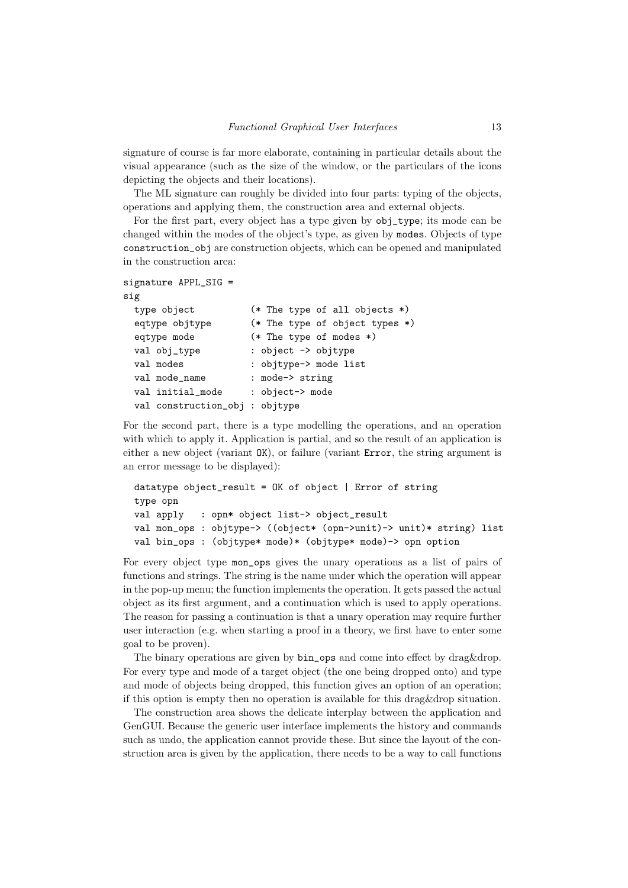signature of course is far more elaborate, containing in particular details about the visual appearance (such as the size of the window, or the particulars of the icons depicting the objects and their locations).

The ML signature can roughly be divided into four parts: typing of the objects, operations and applying them, the construction area and external objects.

For the first part, every object has a type given by `obj_type`; its mode can be changed within the modes of the object's type, as given by `modes`. Objects of type `construction_obj` are construction objects, which can be opened and manipulated in the construction area:

```
signature APPL_SIG =
sig
  type object          (* The type of all objects *)
  eqtype objtype       (* The type of object types *)
  eqtype mode          (* The type of modes *)
  val obj_type         : object -> objtype
  val modes            : objtype-> mode list
  val mode_name        : mode-> string
  val initial_mode     : object-> mode
  val construction_obj : objtype
```

For the second part, there is a type modelling the operations, and an operation with which to apply it. Application is partial, and so the result of an application is either a new object (variant `OK`), or failure (variant `Error`, the string argument is an error message to be displayed):

```
  datatype object_result = OK of object | Error of string
  type opn
  val apply   : opn* object list-> object_result
  val mon_ops : objtype-> ((object* (opn->unit)-> unit)* string) list
  val bin_ops : (objtype* mode)* (objtype* mode)-> opn option
```

For every object type `mon_ops` gives the unary operations as a list of pairs of functions and strings. The string is the name under which the operation will appear in the pop-up menu; the function implements the operation. It gets passed the actual object as its first argument, and a continuation which is used to apply operations. The reason for passing a continuation is that a unary operation may require further user interaction (e.g. when starting a proof in a theory, we first have to enter some goal to be proven).

The binary operations are given by `bin_ops` and come into effect by drag&drop. For every type and mode of a target object (the one being dropped onto) and type and mode of objects being dropped, this function gives an option of an operation; if this option is empty then no operation is available for this drag&drop situation.

The construction area shows the delicate interplay between the application and GenGUI. Because the generic user interface implements the history and commands such as undo, the application cannot provide these. But since the layout of the construction area is given by the application, there needs to be a way to call functions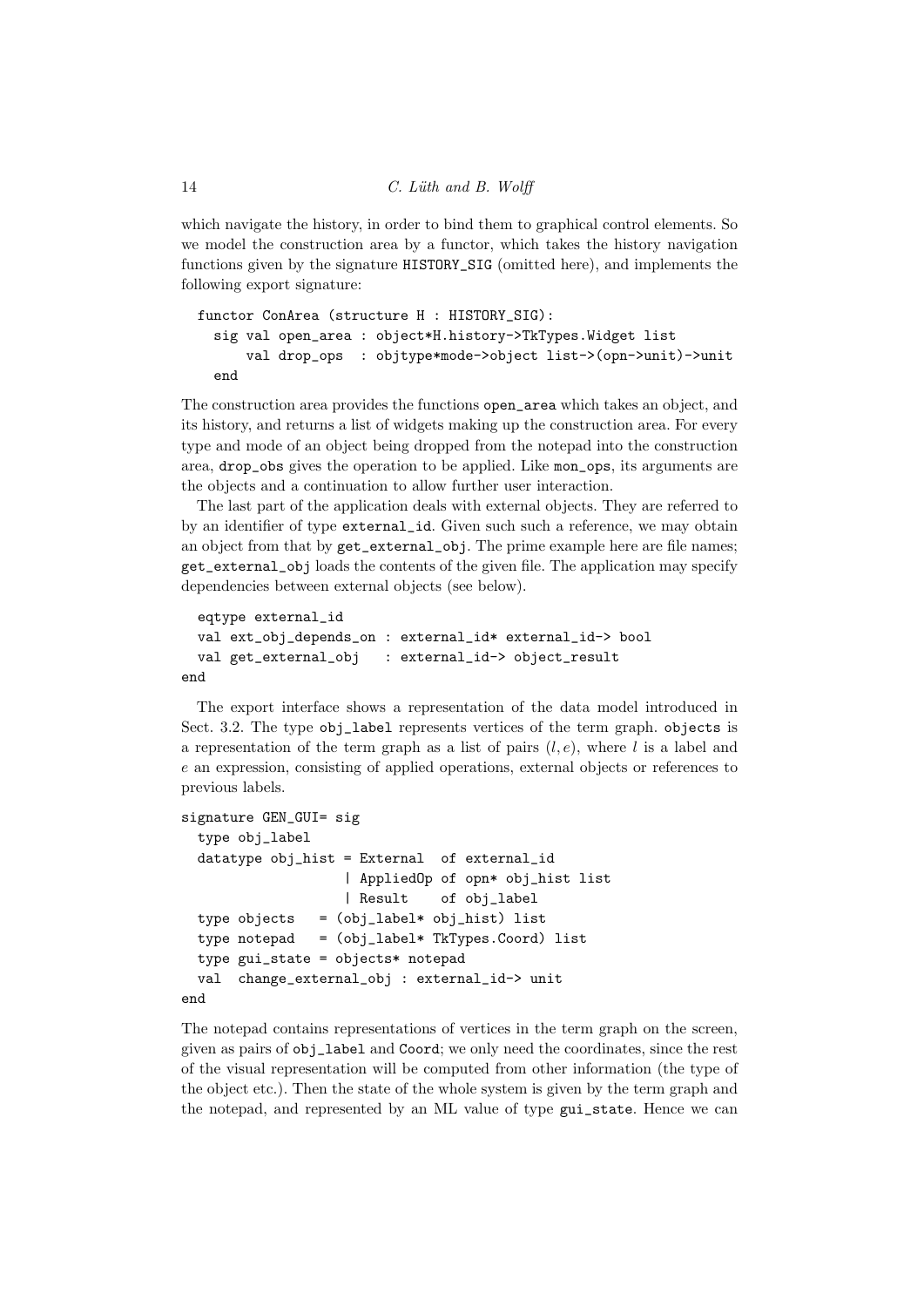which navigate the history, in order to bind them to graphical control elements. So we model the construction area by a functor, which takes the history navigation functions given by the signature HISTORY_SIG (omitted here), and implements the following export signature:

```
functor ConArea (structure H : HISTORY_SIG):
  sig val open_area : object*H.history->TkTypes.Widget list
      val drop_ops  : objtype*mode->object list->(opn->unit)->unit
  end
```

The construction area provides the functions open_area which takes an object, and its history, and returns a list of widgets making up the construction area. For every type and mode of an object being dropped from the notepad into the construction area, drop_obs gives the operation to be applied. Like mon_ops, its arguments are the objects and a continuation to allow further user interaction.

The last part of the application deals with external objects. They are referred to by an identifier of type external_id. Given such such a reference, we may obtain an object from that by get_external_obj. The prime example here are file names; get_external_obj loads the contents of the given file. The application may specify dependencies between external objects (see below).

```
  eqtype external_id
  val ext_obj_depends_on : external_id* external_id-> bool
  val get_external_obj   : external_id-> object_result
end
```

The export interface shows a representation of the data model introduced in Sect. 3.2. The type obj_label represents vertices of the term graph. objects is a representation of the term graph as a list of pairs $(l, e)$, where $l$ is a label and $e$ an expression, consisting of applied operations, external objects or references to previous labels.

```
signature GEN_GUI= sig
  type obj_label
  datatype obj_hist = External  of external_id
                    | AppliedOp of opn* obj_hist list
                    | Result    of obj_label
  type objects   = (obj_label* obj_hist) list
  type notepad   = (obj_label* TkTypes.Coord) list
  type gui_state = objects* notepad
  val  change_external_obj : external_id-> unit
end
```

The notepad contains representations of vertices in the term graph on the screen, given as pairs of obj_label and Coord; we only need the coordinates, since the rest of the visual representation will be computed from other information (the type of the object etc.). Then the state of the whole system is given by the term graph and the notepad, and represented by an ML value of type gui_state. Hence we can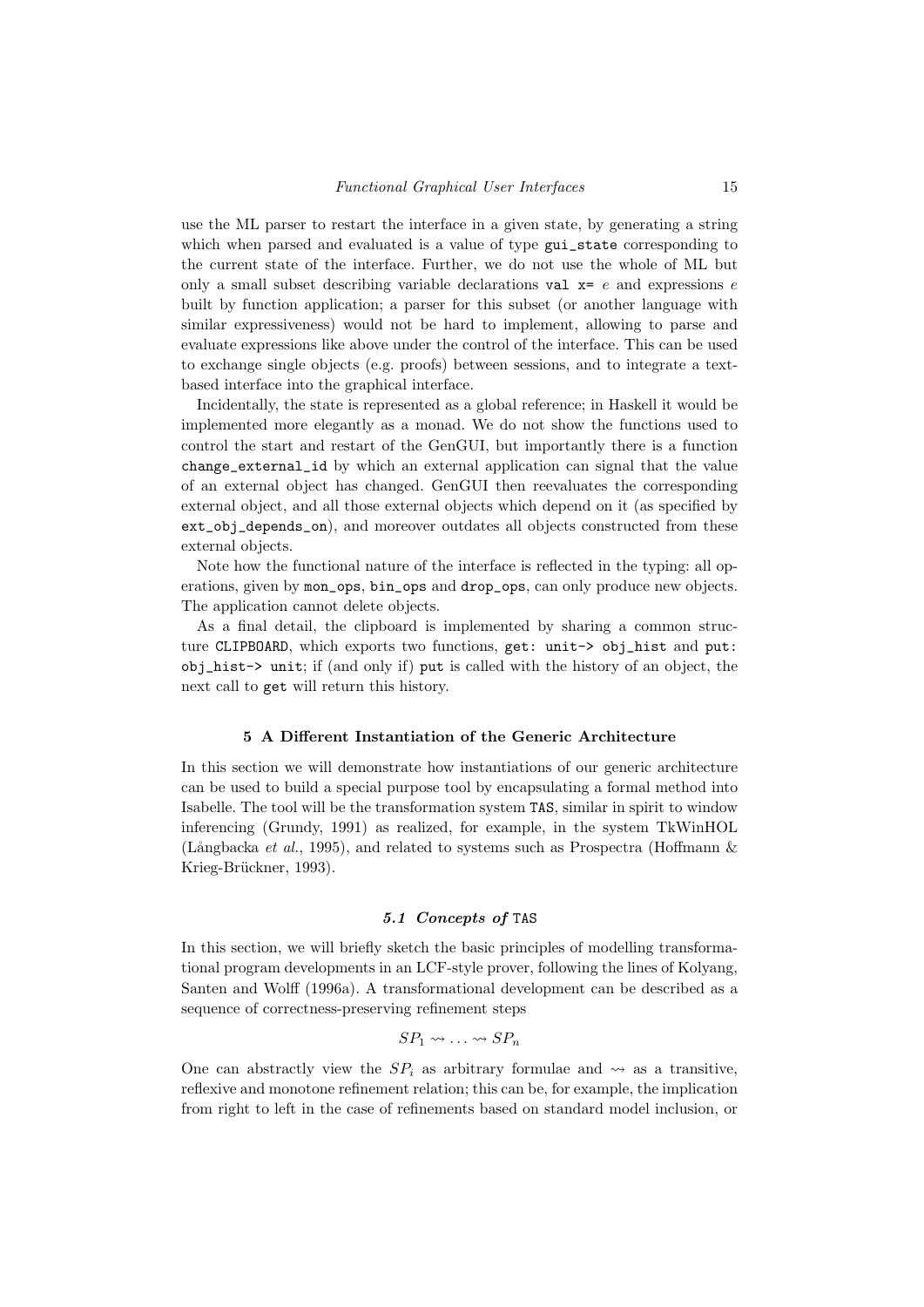use the ML parser to restart the interface in a given state, by generating a string which when parsed and evaluated is a value of type `gui_state` corresponding to the current state of the interface. Further, we do not use the whole of ML but only a small subset describing variable declarations `val x=` $e$ and expressions $e$ built by function application; a parser for this subset (or another language with similar expressiveness) would not be hard to implement, allowing to parse and evaluate expressions like above under the control of the interface. This can be used to exchange single objects (e.g. proofs) between sessions, and to integrate a text-based interface into the graphical interface.

Incidentally, the state is represented as a global reference; in Haskell it would be implemented more elegantly as a monad. We do not show the functions used to control the start and restart of the GenGUI, but importantly there is a function `change_external_id` by which an external application can signal that the value of an external object has changed. GenGUI then reevaluates the corresponding external object, and all those external objects which depend on it (as specified by `ext_obj_depends_on`), and moreover outdates all objects constructed from these external objects.

Note how the functional nature of the interface is reflected in the typing: all operations, given by `mon_ops`, `bin_ops` and `drop_ops`, can only produce new objects. The application cannot delete objects.

As a final detail, the clipboard is implemented by sharing a common structure `CLIPBOARD`, which exports two functions, `get: unit-> obj_hist` and `put: obj_hist-> unit`; if (and only if) `put` is called with the history of an object, the next call to `get` will return this history.

## 5 A Different Instantiation of the Generic Architecture

In this section we will demonstrate how instantiations of our generic architecture can be used to build a special purpose tool by encapsulating a formal method into Isabelle. The tool will be the transformation system `TAS`, similar in spirit to window inferencing (Grundy, 1991) as realized, for example, in the system TkWinHOL (Långbacka *et al.*, 1995), and related to systems such as Prospectra (Hoffmann & Krieg-Brückner, 1993).

### *5.1 Concepts of* `TAS`

In this section, we will briefly sketch the basic principles of modelling transformational program developments in an LCF-style prover, following the lines of Kolyang, Santen and Wolff (1996a). A transformational development can be described as a sequence of correctness-preserving refinement steps

$$SP_1 \leadsto \ldots \leadsto SP_n$$

One can abstractly view the $SP_i$ as arbitrary formulae and $\leadsto$ as a transitive, reflexive and monotone refinement relation; this can be, for example, the implication from right to left in the case of refinements based on standard model inclusion, or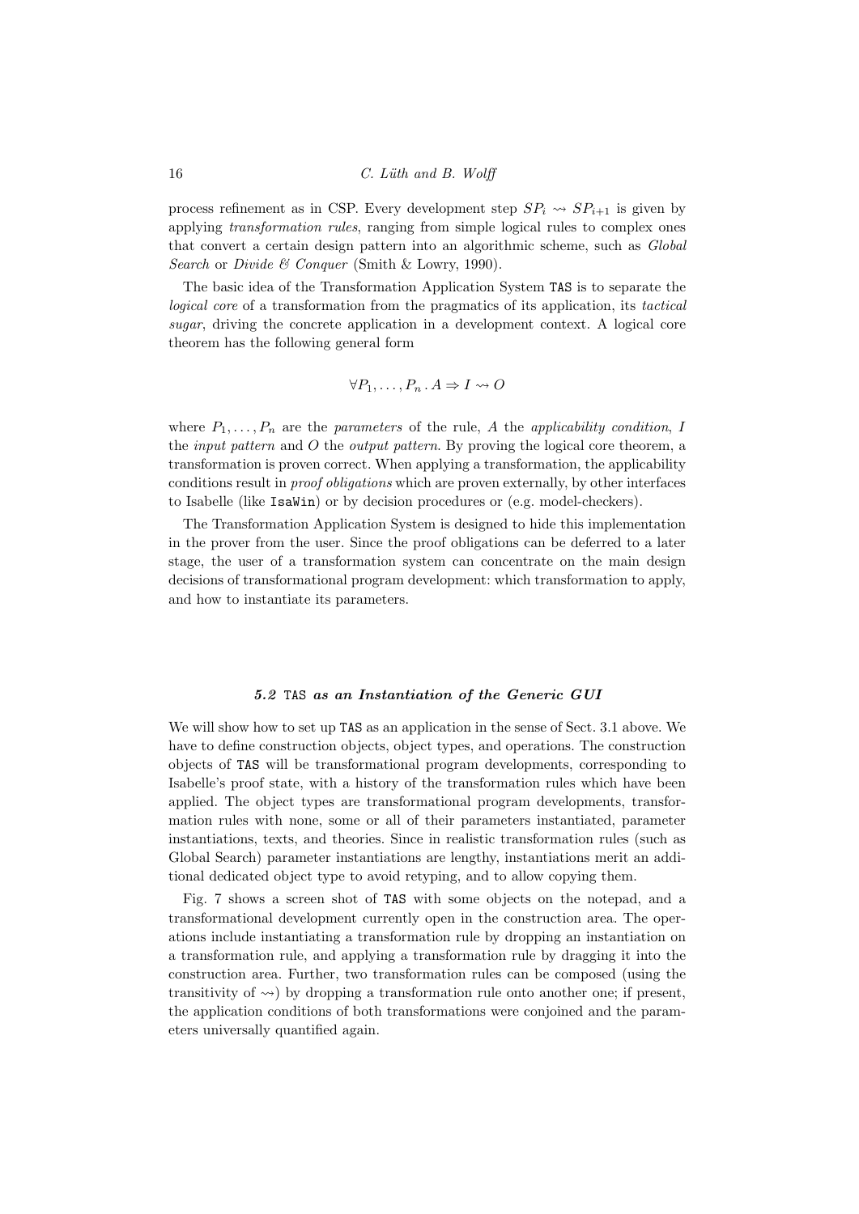process refinement as in CSP. Every development step $SP_i \rightsquigarrow SP_{i+1}$ is given by applying *transformation rules*, ranging from simple logical rules to complex ones that convert a certain design pattern into an algorithmic scheme, such as *Global Search* or *Divide & Conquer* (Smith & Lowry, 1990).

The basic idea of the Transformation Application System `TAS` is to separate the *logical core* of a transformation from the pragmatics of its application, its *tactical sugar*, driving the concrete application in a development context. A logical core theorem has the following general form

$$\forall P_1, \ldots, P_n \,.\, A \Rightarrow I \rightsquigarrow O$$

where $P_1, \ldots, P_n$ are the *parameters* of the rule, $A$ the *applicability condition*, $I$ the *input pattern* and $O$ the *output pattern*. By proving the logical core theorem, a transformation is proven correct. When applying a transformation, the applicability conditions result in *proof obligations* which are proven externally, by other interfaces to Isabelle (like `IsaWin`) or by decision procedures or (e.g. model-checkers).

The Transformation Application System is designed to hide this implementation in the prover from the user. Since the proof obligations can be deferred to a later stage, the user of a transformation system can concentrate on the main design decisions of transformational program development: which transformation to apply, and how to instantiate its parameters.

### *5.2* `TAS` *as an Instantiation of the Generic GUI*

We will show how to set up `TAS` as an application in the sense of Sect. 3.1 above. We have to define construction objects, object types, and operations. The construction objects of `TAS` will be transformational program developments, corresponding to Isabelle's proof state, with a history of the transformation rules which have been applied. The object types are transformational program developments, transformation rules with none, some or all of their parameters instantiated, parameter instantiations, texts, and theories. Since in realistic transformation rules (such as Global Search) parameter instantiations are lengthy, instantiations merit an additional dedicated object type to avoid retyping, and to allow copying them.

Fig. 7 shows a screen shot of `TAS` with some objects on the notepad, and a transformational development currently open in the construction area. The operations include instantiating a transformation rule by dropping an instantiation on a transformation rule, and applying a transformation rule by dragging it into the construction area. Further, two transformation rules can be composed (using the transitivity of $\rightsquigarrow$) by dropping a transformation rule onto another one; if present, the application conditions of both transformations were conjoined and the parameters universally quantified again.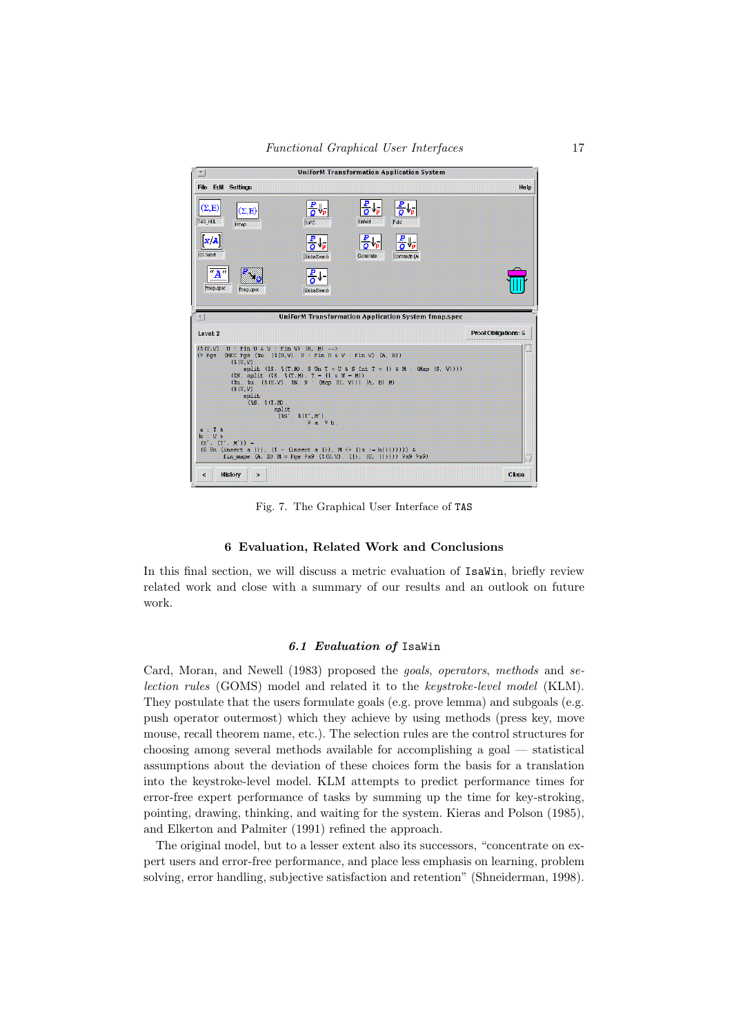Fig. 7. The Graphical User Interface of TAS

## 6 Evaluation, Related Work and Conclusions

In this final section, we will discuss a metric evaluation of IsaWin, briefly review related work and close with a summary of our results and an outlook on future work.

### 6.1 *Evaluation of* IsaWin

Card, Moran, and Newell (1983) proposed the *goals*, *operators*, *methods* and *selection rules* (GOMS) model and related it to the *keystroke-level model* (KLM). They postulate that the users formulate goals (e.g. prove lemma) and subgoals (e.g. push operator outermost) which they achieve by using methods (press key, move mouse, recall theorem name, etc.). The selection rules are the control structures for choosing among several methods available for accomplishing a goal — statistical assumptions about the deviation of these choices form the basis for a translation into the keystroke-level model. KLM attempts to predict performance times for error-free expert performance of tasks by summing up the time for key-stroking, pointing, drawing, thinking, and waiting for the system. Kieras and Polson (1985), and Elkerton and Palmiter (1991) refined the approach.

The original model, but to a lesser extent also its successors, "concentrate on expert users and error-free performance, and place less emphasis on learning, problem solving, error handling, subjective satisfaction and retention" (Shneiderman, 1998).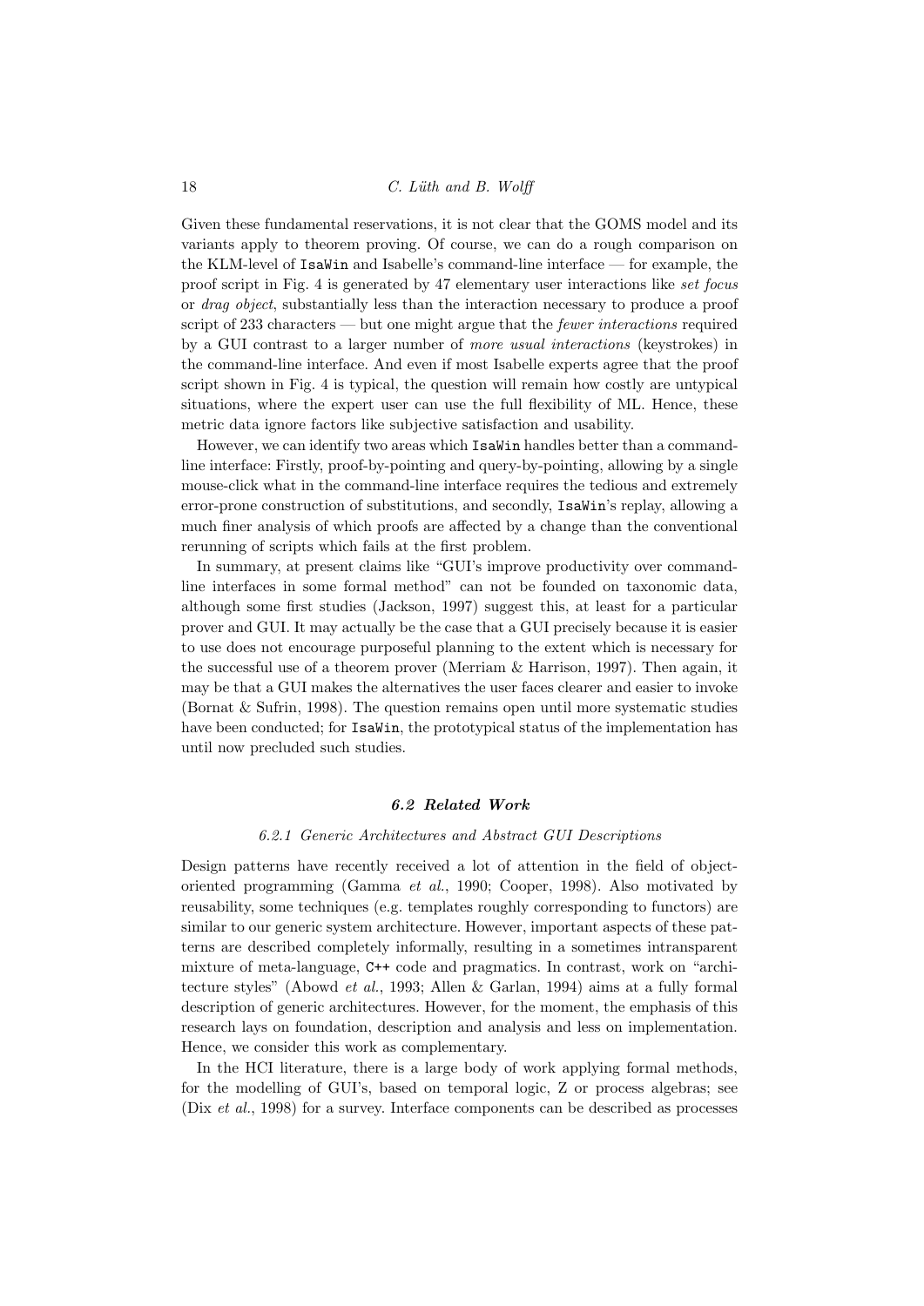Given these fundamental reservations, it is not clear that the GOMS model and its variants apply to theorem proving. Of course, we can do a rough comparison on the KLM-level of IsaWin and Isabelle's command-line interface — for example, the proof script in Fig. 4 is generated by 47 elementary user interactions like *set focus* or *drag object*, substantially less than the interaction necessary to produce a proof script of 233 characters — but one might argue that the *fewer interactions* required by a GUI contrast to a larger number of *more usual interactions* (keystrokes) in the command-line interface. And even if most Isabelle experts agree that the proof script shown in Fig. 4 is typical, the question will remain how costly are untypical situations, where the expert user can use the full flexibility of ML. Hence, these metric data ignore factors like subjective satisfaction and usability.

However, we can identify two areas which IsaWin handles better than a command-line interface: Firstly, proof-by-pointing and query-by-pointing, allowing by a single mouse-click what in the command-line interface requires the tedious and extremely error-prone construction of substitutions, and secondly, IsaWin's replay, allowing a much finer analysis of which proofs are affected by a change than the conventional rerunning of scripts which fails at the first problem.

In summary, at present claims like "GUI's improve productivity over command-line interfaces in some formal method" can not be founded on taxonomic data, although some first studies (Jackson, 1997) suggest this, at least for a particular prover and GUI. It may actually be the case that a GUI precisely because it is easier to use does not encourage purposeful planning to the extent which is necessary for the successful use of a theorem prover (Merriam & Harrison, 1997). Then again, it may be that a GUI makes the alternatives the user faces clearer and easier to invoke (Bornat & Sufrin, 1998). The question remains open until more systematic studies have been conducted; for IsaWin, the prototypical status of the implementation has until now precluded such studies.

### *6.2 Related Work*

#### *6.2.1 Generic Architectures and Abstract GUI Descriptions*

Design patterns have recently received a lot of attention in the field of object-oriented programming (Gamma *et al.*, 1990; Cooper, 1998). Also motivated by reusability, some techniques (e.g. templates roughly corresponding to functors) are similar to our generic system architecture. However, important aspects of these patterns are described completely informally, resulting in a sometimes intransparent mixture of meta-language, C++ code and pragmatics. In contrast, work on "architecture styles" (Abowd *et al.*, 1993; Allen & Garlan, 1994) aims at a fully formal description of generic architectures. However, for the moment, the emphasis of this research lays on foundation, description and analysis and less on implementation. Hence, we consider this work as complementary.

In the HCI literature, there is a large body of work applying formal methods, for the modelling of GUI's, based on temporal logic, Z or process algebras; see (Dix *et al.*, 1998) for a survey. Interface components can be described as processes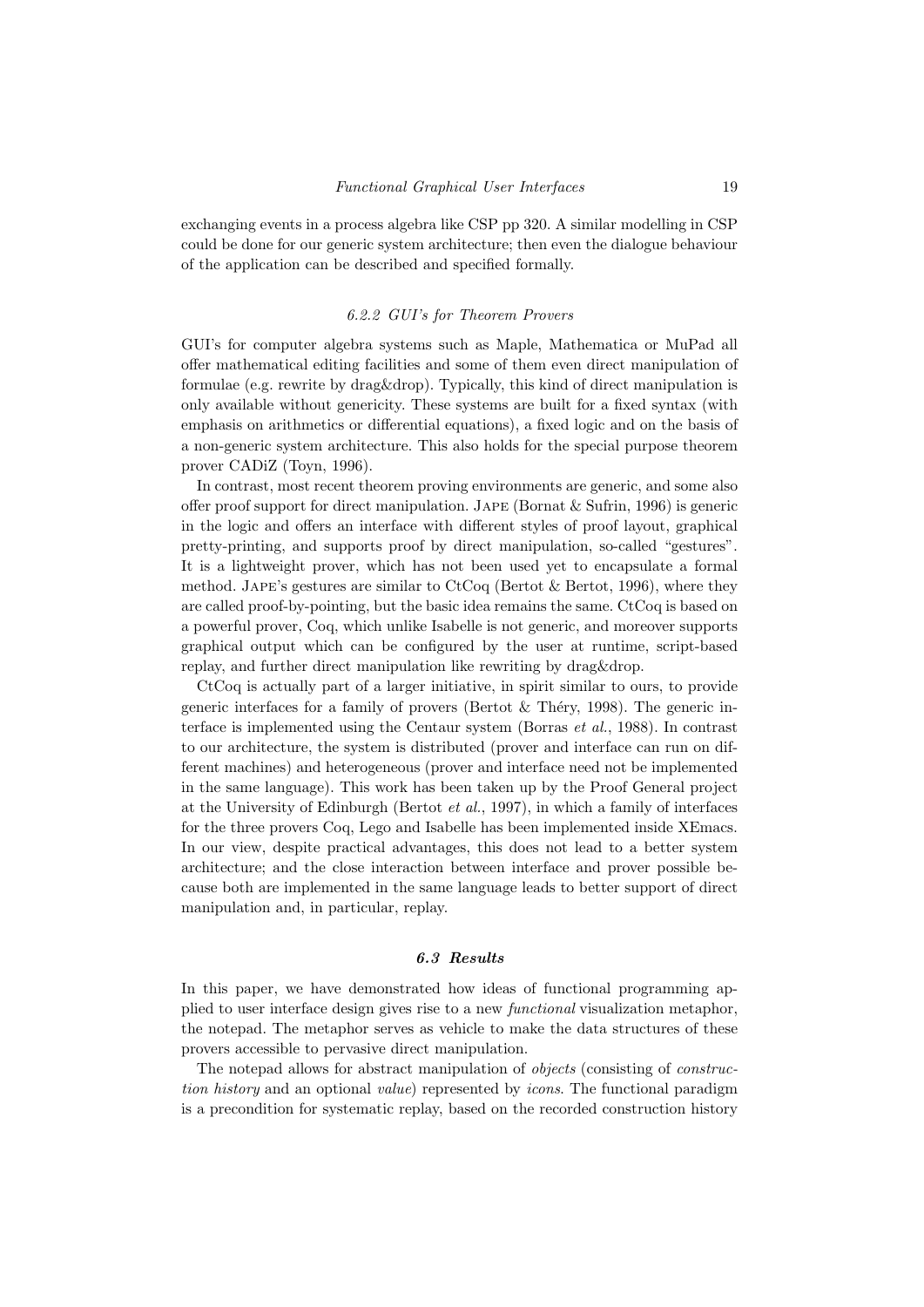exchanging events in a process algebra like CSP pp 320. A similar modelling in CSP could be done for our generic system architecture; then even the dialogue behaviour of the application can be described and specified formally.

#### *6.2.2 GUI's for Theorem Provers*

GUI's for computer algebra systems such as Maple, Mathematica or MuPad all offer mathematical editing facilities and some of them even direct manipulation of formulae (e.g. rewrite by drag&drop). Typically, this kind of direct manipulation is only available without genericity. These systems are built for a fixed syntax (with emphasis on arithmetics or differential equations), a fixed logic and on the basis of a non-generic system architecture. This also holds for the special purpose theorem prover CADiZ (Toyn, 1996).

In contrast, most recent theorem proving environments are generic, and some also offer proof support for direct manipulation. Jape (Bornat & Sufrin, 1996) is generic in the logic and offers an interface with different styles of proof layout, graphical pretty-printing, and supports proof by direct manipulation, so-called "gestures". It is a lightweight prover, which has not been used yet to encapsulate a formal method. Jape's gestures are similar to CtCoq (Bertot & Bertot, 1996), where they are called proof-by-pointing, but the basic idea remains the same. CtCoq is based on a powerful prover, Coq, which unlike Isabelle is not generic, and moreover supports graphical output which can be configured by the user at runtime, script-based replay, and further direct manipulation like rewriting by drag&drop.

CtCoq is actually part of a larger initiative, in spirit similar to ours, to provide generic interfaces for a family of provers (Bertot & Théry, 1998). The generic interface is implemented using the Centaur system (Borras *et al.*, 1988). In contrast to our architecture, the system is distributed (prover and interface can run on different machines) and heterogeneous (prover and interface need not be implemented in the same language). This work has been taken up by the Proof General project at the University of Edinburgh (Bertot *et al.*, 1997), in which a family of interfaces for the three provers Coq, Lego and Isabelle has been implemented inside XEmacs. In our view, despite practical advantages, this does not lead to a better system architecture; and the close interaction between interface and prover possible because both are implemented in the same language leads to better support of direct manipulation and, in particular, replay.

### ***6.3 Results***

In this paper, we have demonstrated how ideas of functional programming applied to user interface design gives rise to a new *functional* visualization metaphor, the notepad. The metaphor serves as vehicle to make the data structures of these provers accessible to pervasive direct manipulation.

The notepad allows for abstract manipulation of *objects* (consisting of *construction history* and an optional *value*) represented by *icons*. The functional paradigm is a precondition for systematic replay, based on the recorded construction history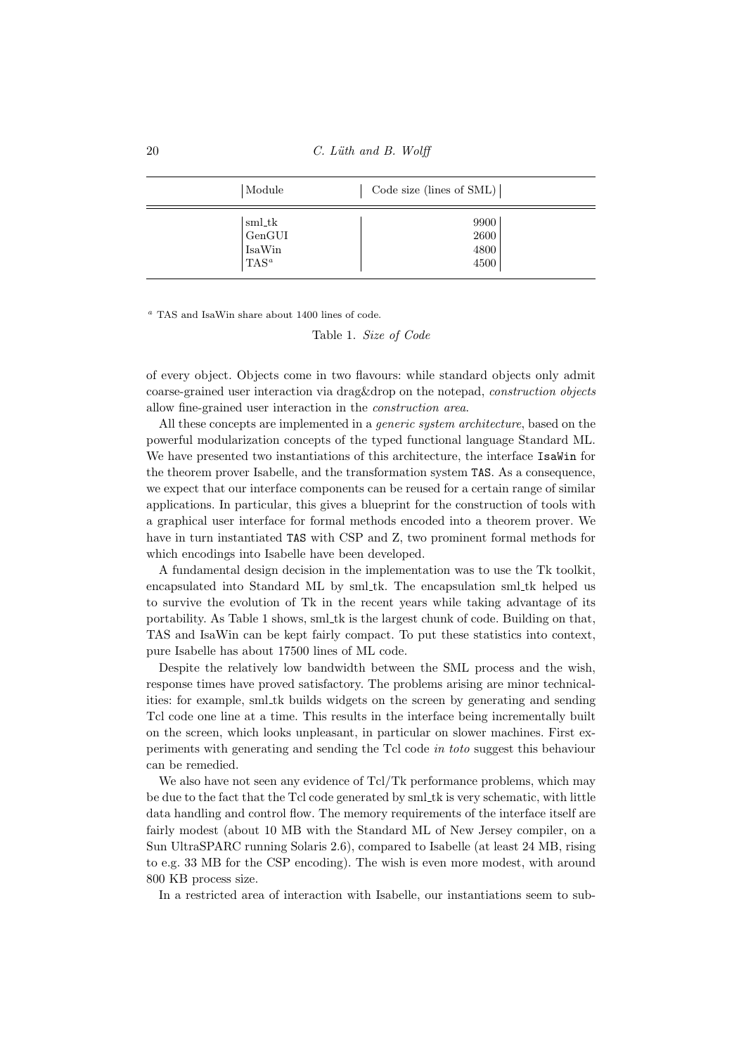| Module | Code size (lines of SML) |
| --- | --- |
| sml_tk | 9900 |
| GenGUI | 2600 |
| IsaWin | 4800 |
| TAS[a] | 4500 |

[a] TAS and IsaWin share about 1400 lines of code.

Table 1. *Size of Code*

of every object. Objects come in two flavours: while standard objects only admit coarse-grained user interaction via drag&drop on the notepad, *construction objects* allow fine-grained user interaction in the *construction area*.

All these concepts are implemented in a *generic system architecture*, based on the powerful modularization concepts of the typed functional language Standard ML. We have presented two instantiations of this architecture, the interface `IsaWin` for the theorem prover Isabelle, and the transformation system `TAS`. As a consequence, we expect that our interface components can be reused for a certain range of similar applications. In particular, this gives a blueprint for the construction of tools with a graphical user interface for formal methods encoded into a theorem prover. We have in turn instantiated `TAS` with CSP and Z, two prominent formal methods for which encodings into Isabelle have been developed.

A fundamental design decision in the implementation was to use the Tk toolkit, encapsulated into Standard ML by sml_tk. The encapsulation sml_tk helped us to survive the evolution of Tk in the recent years while taking advantage of its portability. As Table 1 shows, sml_tk is the largest chunk of code. Building on that, TAS and IsaWin can be kept fairly compact. To put these statistics into context, pure Isabelle has about 17500 lines of ML code.

Despite the relatively low bandwidth between the SML process and the wish, response times have proved satisfactory. The problems arising are minor technicalities: for example, sml_tk builds widgets on the screen by generating and sending Tcl code one line at a time. This results in the interface being incrementally built on the screen, which looks unpleasant, in particular on slower machines. First experiments with generating and sending the Tcl code *in toto* suggest this behaviour can be remedied.

We also have not seen any evidence of Tcl/Tk performance problems, which may be due to the fact that the Tcl code generated by sml_tk is very schematic, with little data handling and control flow. The memory requirements of the interface itself are fairly modest (about 10 MB with the Standard ML of New Jersey compiler, on a Sun UltraSPARC running Solaris 2.6), compared to Isabelle (at least 24 MB, rising to e.g. 33 MB for the CSP encoding). The wish is even more modest, with around 800 KB process size.

In a restricted area of interaction with Isabelle, our instantiations seem to sub-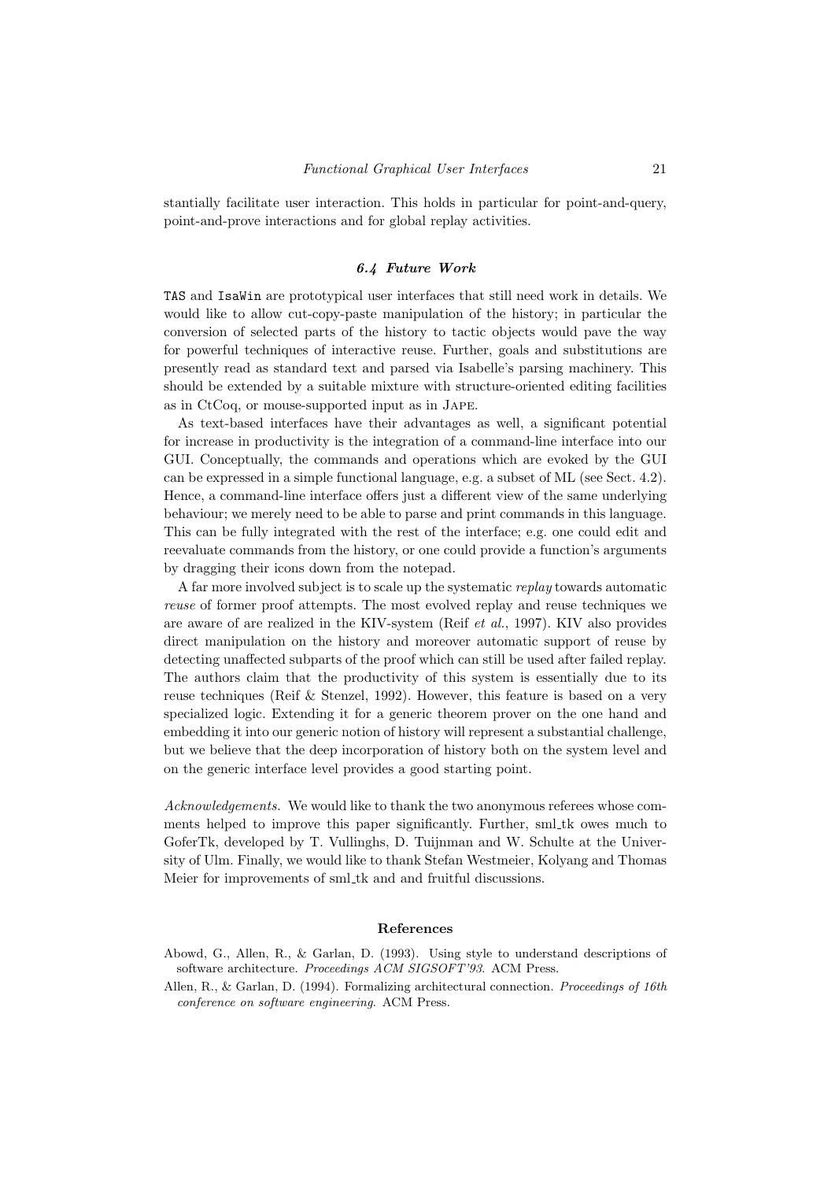stantially facilitate user interaction. This holds in particular for point-and-query, point-and-prove interactions and for global replay activities.

### *6.4 Future Work*

`TAS` and `IsaWin` are prototypical user interfaces that still need work in details. We would like to allow cut-copy-paste manipulation of the history; in particular the conversion of selected parts of the history to tactic objects would pave the way for powerful techniques of interactive reuse. Further, goals and substitutions are presently read as standard text and parsed via Isabelle's parsing machinery. This should be extended by a suitable mixture with structure-oriented editing facilities as in CtCoq, or mouse-supported input as in Jape.

As text-based interfaces have their advantages as well, a significant potential for increase in productivity is the integration of a command-line interface into our GUI. Conceptually, the commands and operations which are evoked by the GUI can be expressed in a simple functional language, e.g. a subset of ML (see Sect. 4.2). Hence, a command-line interface offers just a different view of the same underlying behaviour; we merely need to be able to parse and print commands in this language. This can be fully integrated with the rest of the interface; e.g. one could edit and reevaluate commands from the history, or one could provide a function's arguments by dragging their icons down from the notepad.

A far more involved subject is to scale up the systematic *replay* towards automatic *reuse* of former proof attempts. The most evolved replay and reuse techniques we are aware of are realized in the KIV-system (Reif *et al.*, 1997). KIV also provides direct manipulation on the history and moreover automatic support of reuse by detecting unaffected subparts of the proof which can still be used after failed replay. The authors claim that the productivity of this system is essentially due to its reuse techniques (Reif & Stenzel, 1992). However, this feature is based on a very specialized logic. Extending it for a generic theorem prover on the one hand and embedding it into our generic notion of history will represent a substantial challenge, but we believe that the deep incorporation of history both on the system level and on the generic interface level provides a good starting point.

*Acknowledgements.* We would like to thank the two anonymous referees whose comments helped to improve this paper significantly. Further, sml_tk owes much to GoferTk, developed by T. Vullinghs, D. Tuijnman and W. Schulte at the University of Ulm. Finally, we would like to thank Stefan Westmeier, Kolyang and Thomas Meier for improvements of sml_tk and and fruitful discussions.

## References

Abowd, G., Allen, R., & Garlan, D. (1993). Using style to understand descriptions of software architecture. *Proceedings ACM SIGSOFT'93*. ACM Press.

Allen, R., & Garlan, D. (1994). Formalizing architectural connection. *Proceedings of 16th conference on software engineering*. ACM Press.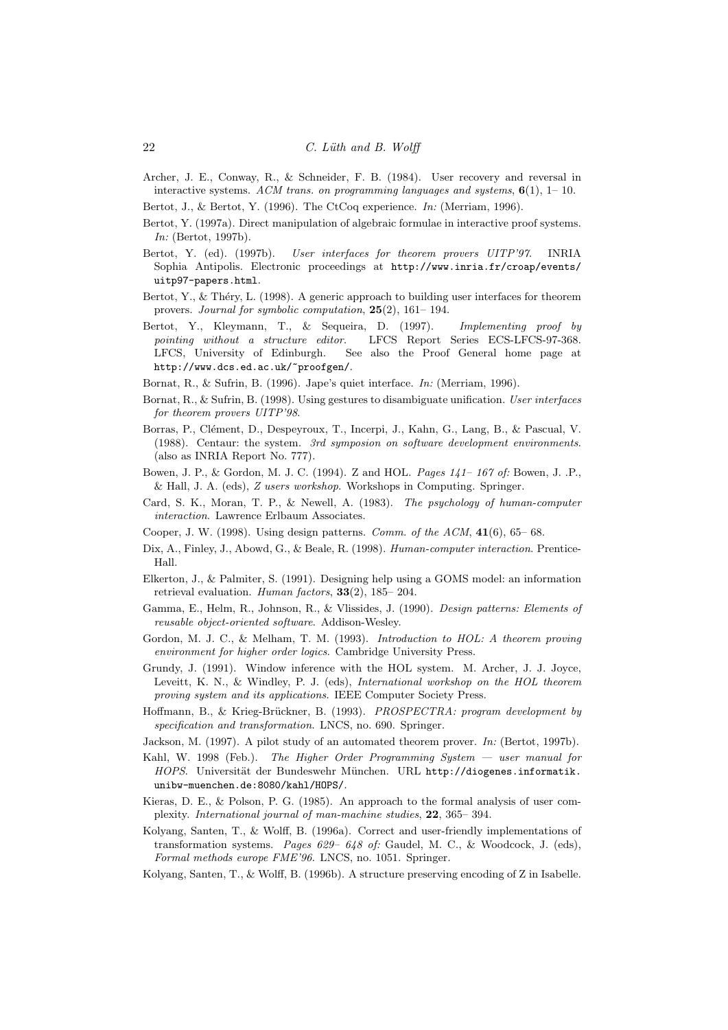Archer, J. E., Conway, R., & Schneider, F. B. (1984). User recovery and reversal in interactive systems. *ACM trans. on programming languages and systems*, **6**(1), 1– 10.

Bertot, J., & Bertot, Y. (1996). The CtCoq experience. *In:* (Merriam, 1996).

Bertot, Y. (1997a). Direct manipulation of algebraic formulae in interactive proof systems. *In:* (Bertot, 1997b).

Bertot, Y. (ed). (1997b). *User interfaces for theorem provers UITP'97*. INRIA Sophia Antipolis. Electronic proceedings at `http://www.inria.fr/croap/events/uitp97-papers.html`.

Bertot, Y., & Théry, L. (1998). A generic approach to building user interfaces for theorem provers. *Journal for symbolic computation*, **25**(2), 161– 194.

Bertot, Y., Kleymann, T., & Sequeira, D. (1997). *Implementing proof by pointing without a structure editor*. LFCS Report Series ECS-LFCS-97-368. LFCS, University of Edinburgh. See also the Proof General home page at `http://www.dcs.ed.ac.uk/~proofgen/`.

Bornat, R., & Sufrin, B. (1996). Jape's quiet interface. *In:* (Merriam, 1996).

Bornat, R., & Sufrin, B. (1998). Using gestures to disambiguate unification. *User interfaces for theorem provers UITP'98*.

Borras, P., Clément, D., Despeyroux, T., Incerpi, J., Kahn, G., Lang, B., & Pascual, V. (1988). Centaur: the system. *3rd symposion on software development environments*. (also as INRIA Report No. 777).

Bowen, J. P., & Gordon, M. J. C. (1994). Z and HOL. *Pages 141– 167 of:* Bowen, J. .P., & Hall, J. A. (eds), *Z users workshop*. Workshops in Computing. Springer.

Card, S. K., Moran, T. P., & Newell, A. (1983). *The psychology of human-computer interaction*. Lawrence Erlbaum Associates.

Cooper, J. W. (1998). Using design patterns. *Comm. of the ACM*, **41**(6), 65– 68.

Dix, A., Finley, J., Abowd, G., & Beale, R. (1998). *Human-computer interaction*. Prentice-Hall.

Elkerton, J., & Palmiter, S. (1991). Designing help using a GOMS model: an information retrieval evaluation. *Human factors*, **33**(2), 185– 204.

Gamma, E., Helm, R., Johnson, R., & Vlissides, J. (1990). *Design patterns: Elements of reusable object-oriented software*. Addison-Wesley.

Gordon, M. J. C., & Melham, T. M. (1993). *Introduction to HOL: A theorem proving environment for higher order logics*. Cambridge University Press.

Grundy, J. (1991). Window inference with the HOL system. M. Archer, J. J. Joyce, Leveitt, K. N., & Windley, P. J. (eds), *International workshop on the HOL theorem proving system and its applications*. IEEE Computer Society Press.

Hoffmann, B., & Krieg-Brückner, B. (1993). *PROSPECTRA: program development by specification and transformation*. LNCS, no. 690. Springer.

Jackson, M. (1997). A pilot study of an automated theorem prover. *In:* (Bertot, 1997b).

Kahl, W. 1998 (Feb.). *The Higher Order Programming System — user manual for HOPS*. Universität der Bundeswehr München. URL `http://diogenes.informatik.unibw-muenchen.de:8080/kahl/HOPS/`.

Kieras, D. E., & Polson, P. G. (1985). An approach to the formal analysis of user complexity. *International journal of man-machine studies*, **22**, 365– 394.

Kolyang, Santen, T., & Wolff, B. (1996a). Correct and user-friendly implementations of transformation systems. *Pages 629– 648 of:* Gaudel, M. C., & Woodcock, J. (eds), *Formal methods europe FME'96*. LNCS, no. 1051. Springer.

Kolyang, Santen, T., & Wolff, B. (1996b). A structure preserving encoding of Z in Isabelle.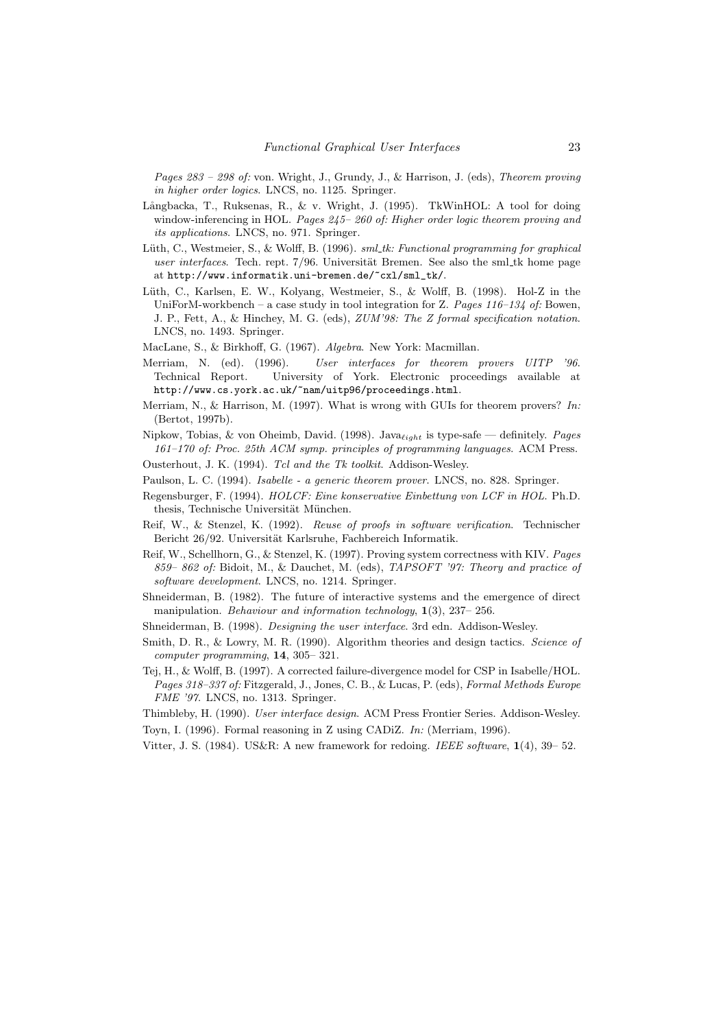*Pages 283 – 298 of:* von. Wright, J., Grundy, J., & Harrison, J. (eds), *Theorem proving in higher order logics*. LNCS, no. 1125. Springer.

Långbacka, T., Ruksenas, R., & v. Wright, J. (1995). TkWinHOL: A tool for doing window-inferencing in HOL. *Pages 245– 260 of: Higher order logic theorem proving and its applications*. LNCS, no. 971. Springer.

Lüth, C., Westmeier, S., & Wolff, B. (1996). *sml_tk: Functional programming for graphical user interfaces*. Tech. rept. 7/96. Universität Bremen. See also the sml_tk home page at http://www.informatik.uni-bremen.de/~cxl/sml_tk/.

Lüth, C., Karlsen, E. W., Kolyang, Westmeier, S., & Wolff, B. (1998). Hol-Z in the UniForM-workbench – a case study in tool integration for Z. *Pages 116–134 of:* Bowen, J. P., Fett, A., & Hinchey, M. G. (eds), *ZUM'98: The Z formal specification notation*. LNCS, no. 1493. Springer.

MacLane, S., & Birkhoff, G. (1967). *Algebra*. New York: Macmillan.

Merriam, N. (ed). (1996). *User interfaces for theorem provers UITP '96*. Technical Report. University of York. Electronic proceedings available at http://www.cs.york.ac.uk/~nam/uitp96/proceedings.html.

Merriam, N., & Harrison, M. (1997). What is wrong with GUIs for theorem provers? *In:* (Bertot, 1997b).

Nipkow, Tobias, & von Oheimb, David. (1998). Java$_{\ell ight}$ is type-safe — definitely. *Pages 161–170 of: Proc. 25th ACM symp. principles of programming languages*. ACM Press.

Ousterhout, J. K. (1994). *Tcl and the Tk toolkit*. Addison-Wesley.

Paulson, L. C. (1994). *Isabelle - a generic theorem prover*. LNCS, no. 828. Springer.

Regensburger, F. (1994). *HOLCF: Eine konservative Einbettung von LCF in HOL*. Ph.D. thesis, Technische Universität München.

Reif, W., & Stenzel, K. (1992). *Reuse of proofs in software verification*. Technischer Bericht 26/92. Universität Karlsruhe, Fachbereich Informatik.

Reif, W., Schellhorn, G., & Stenzel, K. (1997). Proving system correctness with KIV. *Pages 859– 862 of:* Bidoit, M., & Dauchet, M. (eds), *TAPSOFT '97: Theory and practice of software development*. LNCS, no. 1214. Springer.

Shneiderman, B. (1982). The future of interactive systems and the emergence of direct manipulation. *Behaviour and information technology*, **1**(3), 237– 256.

Shneiderman, B. (1998). *Designing the user interface*. 3rd edn. Addison-Wesley.

Smith, D. R., & Lowry, M. R. (1990). Algorithm theories and design tactics. *Science of computer programming*, **14**, 305– 321.

Tej, H., & Wolff, B. (1997). A corrected failure-divergence model for CSP in Isabelle/HOL. *Pages 318–337 of:* Fitzgerald, J., Jones, C. B., & Lucas, P. (eds), *Formal Methods Europe FME '97*. LNCS, no. 1313. Springer.

Thimbleby, H. (1990). *User interface design*. ACM Press Frontier Series. Addison-Wesley.

Toyn, I. (1996). Formal reasoning in Z using CADiZ. *In:* (Merriam, 1996).

Vitter, J. S. (1984). US&R: A new framework for redoing. *IEEE software*, **1**(4), 39– 52.